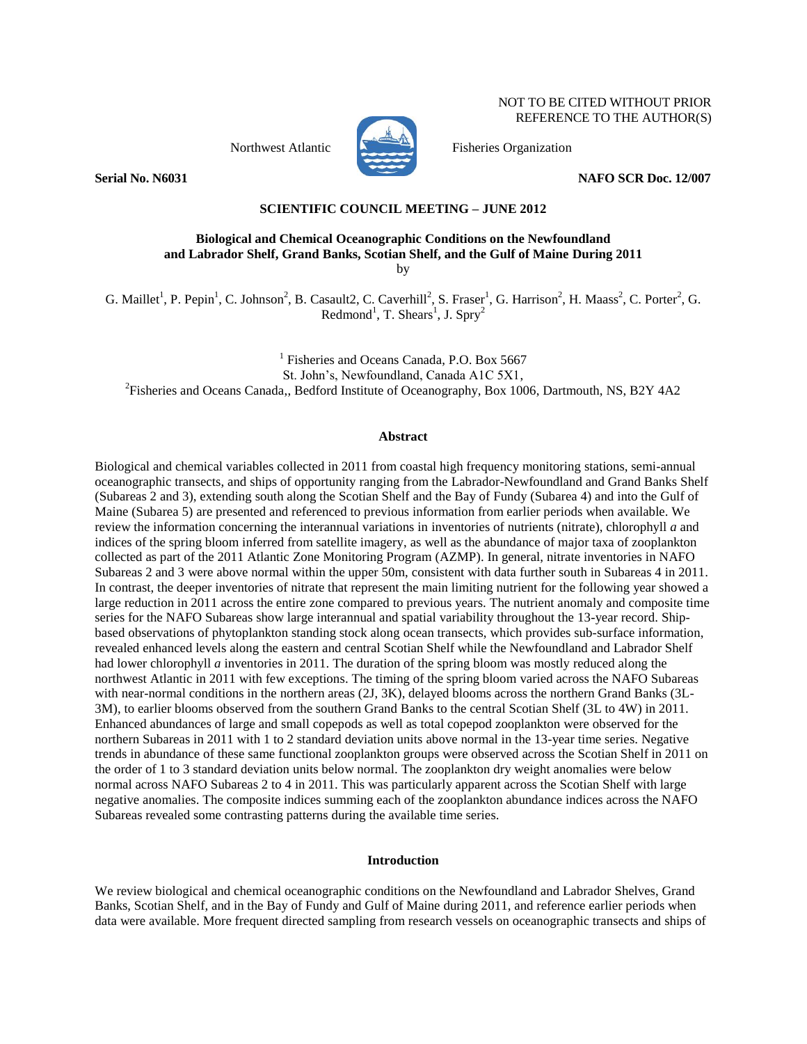NOT TO BE CITED WITHOUT PRIOR REFERENCE TO THE AUTHOR(S)

Northwest Atlantic Fisheries Organization

**Serial No. N6031** **NAFO SCR Doc. 12/007**

**SCIENTIFIC COUNCIL MEETING – JUNE 2012**

# Biological and Chemical Oceanographic Conditions on the Newfoundland and Labrador Shelf, Grand Banks, Scotian Shelf, and the Gulf of Maine During 2011

by

G. Maillet[1], P. Pepin[1], C. Johnson[2], B. Casault2, C. Caverhill[2], S. Fraser[1], G. Harrison[2], H. Maass[2], C. Porter[2], G. Redmond[1], T. Shears[1], J. Spry[2]

[1] Fisheries and Oceans Canada, P.O. Box 5667
St. John's, Newfoundland, Canada A1C 5X1,
[2]Fisheries and Oceans Canada,, Bedford Institute of Oceanography, Box 1006, Dartmouth, NS, B2Y 4A2

## Abstract

Biological and chemical variables collected in 2011 from coastal high frequency monitoring stations, semi-annual oceanographic transects, and ships of opportunity ranging from the Labrador-Newfoundland and Grand Banks Shelf (Subareas 2 and 3), extending south along the Scotian Shelf and the Bay of Fundy (Subarea 4) and into the Gulf of Maine (Subarea 5) are presented and referenced to previous information from earlier periods when available. We review the information concerning the interannual variations in inventories of nutrients (nitrate), chlorophyll *a* and indices of the spring bloom inferred from satellite imagery, as well as the abundance of major taxa of zooplankton collected as part of the 2011 Atlantic Zone Monitoring Program (AZMP). In general, nitrate inventories in NAFO Subareas 2 and 3 were above normal within the upper 50m, consistent with data further south in Subareas 4 in 2011. In contrast, the deeper inventories of nitrate that represent the main limiting nutrient for the following year showed a large reduction in 2011 across the entire zone compared to previous years. The nutrient anomaly and composite time series for the NAFO Subareas show large interannual and spatial variability throughout the 13-year record. Ship-based observations of phytoplankton standing stock along ocean transects, which provides sub-surface information, revealed enhanced levels along the eastern and central Scotian Shelf while the Newfoundland and Labrador Shelf had lower chlorophyll *a* inventories in 2011. The duration of the spring bloom was mostly reduced along the northwest Atlantic in 2011 with few exceptions. The timing of the spring bloom varied across the NAFO Subareas with near-normal conditions in the northern areas (2J, 3K), delayed blooms across the northern Grand Banks (3L-3M), to earlier blooms observed from the southern Grand Banks to the central Scotian Shelf (3L to 4W) in 2011. Enhanced abundances of large and small copepods as well as total copepod zooplankton were observed for the northern Subareas in 2011 with 1 to 2 standard deviation units above normal in the 13-year time series. Negative trends in abundance of these same functional zooplankton groups were observed across the Scotian Shelf in 2011 on the order of 1 to 3 standard deviation units below normal. The zooplankton dry weight anomalies were below normal across NAFO Subareas 2 to 4 in 2011. This was particularly apparent across the Scotian Shelf with large negative anomalies. The composite indices summing each of the zooplankton abundance indices across the NAFO Subareas revealed some contrasting patterns during the available time series.

## Introduction

We review biological and chemical oceanographic conditions on the Newfoundland and Labrador Shelves, Grand Banks, Scotian Shelf, and in the Bay of Fundy and Gulf of Maine during 2011, and reference earlier periods when data were available. More frequent directed sampling from research vessels on oceanographic transects and ships of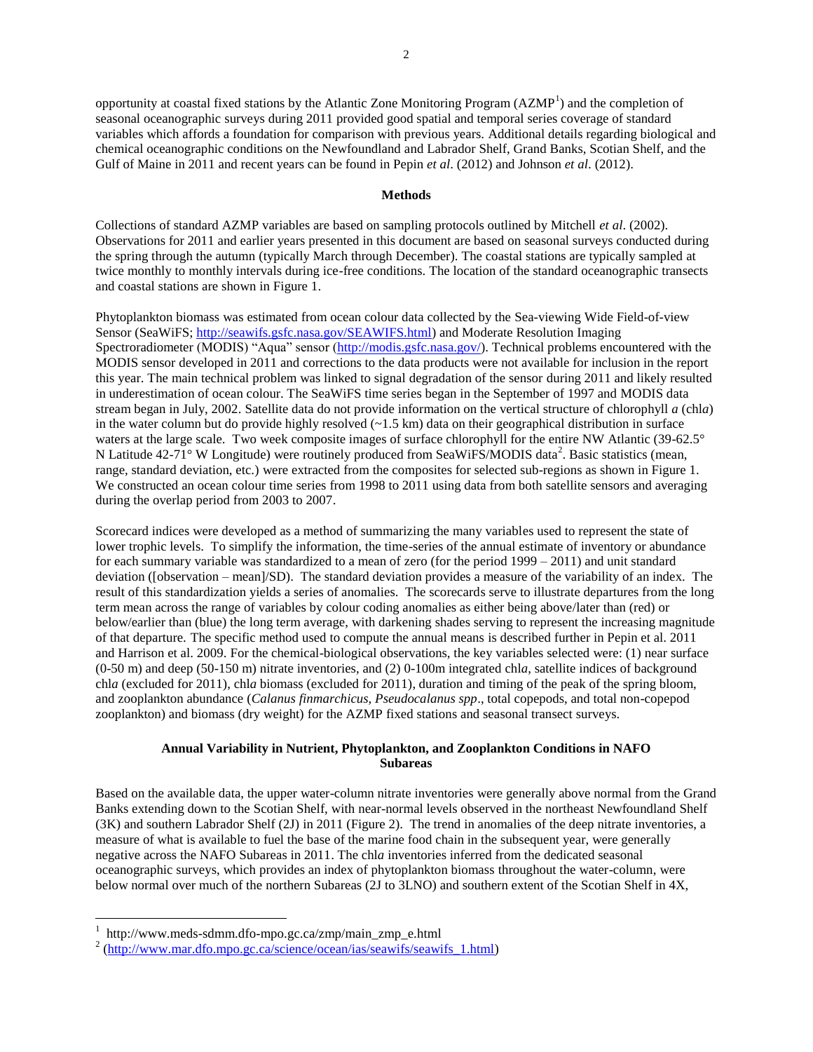opportunity at coastal fixed stations by the Atlantic Zone Monitoring Program (AZMP[1]) and the completion of seasonal oceanographic surveys during 2011 provided good spatial and temporal series coverage of standard variables which affords a foundation for comparison with previous years. Additional details regarding biological and chemical oceanographic conditions on the Newfoundland and Labrador Shelf, Grand Banks, Scotian Shelf, and the Gulf of Maine in 2011 and recent years can be found in Pepin *et al*. (2012) and Johnson *et al*. (2012).

## Methods

Collections of standard AZMP variables are based on sampling protocols outlined by Mitchell *et al*. (2002). Observations for 2011 and earlier years presented in this document are based on seasonal surveys conducted during the spring through the autumn (typically March through December). The coastal stations are typically sampled at twice monthly to monthly intervals during ice-free conditions. The location of the standard oceanographic transects and coastal stations are shown in Figure 1.

Phytoplankton biomass was estimated from ocean colour data collected by the Sea-viewing Wide Field-of-view Sensor (SeaWiFS; http://seawifs.gsfc.nasa.gov/SEAWIFS.html) and Moderate Resolution Imaging Spectroradiometer (MODIS) "Aqua" sensor (http://modis.gsfc.nasa.gov/). Technical problems encountered with the MODIS sensor developed in 2011 and corrections to the data products were not available for inclusion in the report this year. The main technical problem was linked to signal degradation of the sensor during 2011 and likely resulted in underestimation of ocean colour. The SeaWiFS time series began in the September of 1997 and MODIS data stream began in July, 2002. Satellite data do not provide information on the vertical structure of chlorophyll *a* (chl*a*) in the water column but do provide highly resolved (~1.5 km) data on their geographical distribution in surface waters at the large scale. Two week composite images of surface chlorophyll for the entire NW Atlantic (39-62.5° N Latitude 42-71° W Longitude) were routinely produced from SeaWiFS/MODIS data[2]. Basic statistics (mean, range, standard deviation, etc.) were extracted from the composites for selected sub-regions as shown in Figure 1. We constructed an ocean colour time series from 1998 to 2011 using data from both satellite sensors and averaging during the overlap period from 2003 to 2007.

Scorecard indices were developed as a method of summarizing the many variables used to represent the state of lower trophic levels. To simplify the information, the time-series of the annual estimate of inventory or abundance for each summary variable was standardized to a mean of zero (for the period 1999 – 2011) and unit standard deviation ([observation – mean]/SD). The standard deviation provides a measure of the variability of an index. The result of this standardization yields a series of anomalies. The scorecards serve to illustrate departures from the long term mean across the range of variables by colour coding anomalies as either being above/later than (red) or below/earlier than (blue) the long term average, with darkening shades serving to represent the increasing magnitude of that departure. The specific method used to compute the annual means is described further in Pepin et al. 2011 and Harrison et al. 2009. For the chemical-biological observations, the key variables selected were: (1) near surface (0-50 m) and deep (50-150 m) nitrate inventories, and (2) 0-100m integrated chl*a*, satellite indices of background chl*a* (excluded for 2011), chl*a* biomass (excluded for 2011), duration and timing of the peak of the spring bloom, and zooplankton abundance (*Calanus finmarchicus, Pseudocalanus spp*., total copepods, and total non-copepod zooplankton) and biomass (dry weight) for the AZMP fixed stations and seasonal transect surveys.

## Annual Variability in Nutrient, Phytoplankton, and Zooplankton Conditions in NAFO Subareas

Based on the available data, the upper water-column nitrate inventories were generally above normal from the Grand Banks extending down to the Scotian Shelf, with near-normal levels observed in the northeast Newfoundland Shelf (3K) and southern Labrador Shelf (2J) in 2011 (Figure 2). The trend in anomalies of the deep nitrate inventories, a measure of what is available to fuel the base of the marine food chain in the subsequent year, were generally negative across the NAFO Subareas in 2011. The chl*a* inventories inferred from the dedicated seasonal oceanographic surveys, which provides an index of phytoplankton biomass throughout the water-column, were below normal over much of the northern Subareas (2J to 3LNO) and southern extent of the Scotian Shelf in 4X,

---

[1] http://www.meds-sdmm.dfo-mpo.gc.ca/zmp/main_zmp_e.html

[2] (http://www.mar.dfo.mpo.gc.ca/science/ocean/ias/seawifs/seawifs_1.html)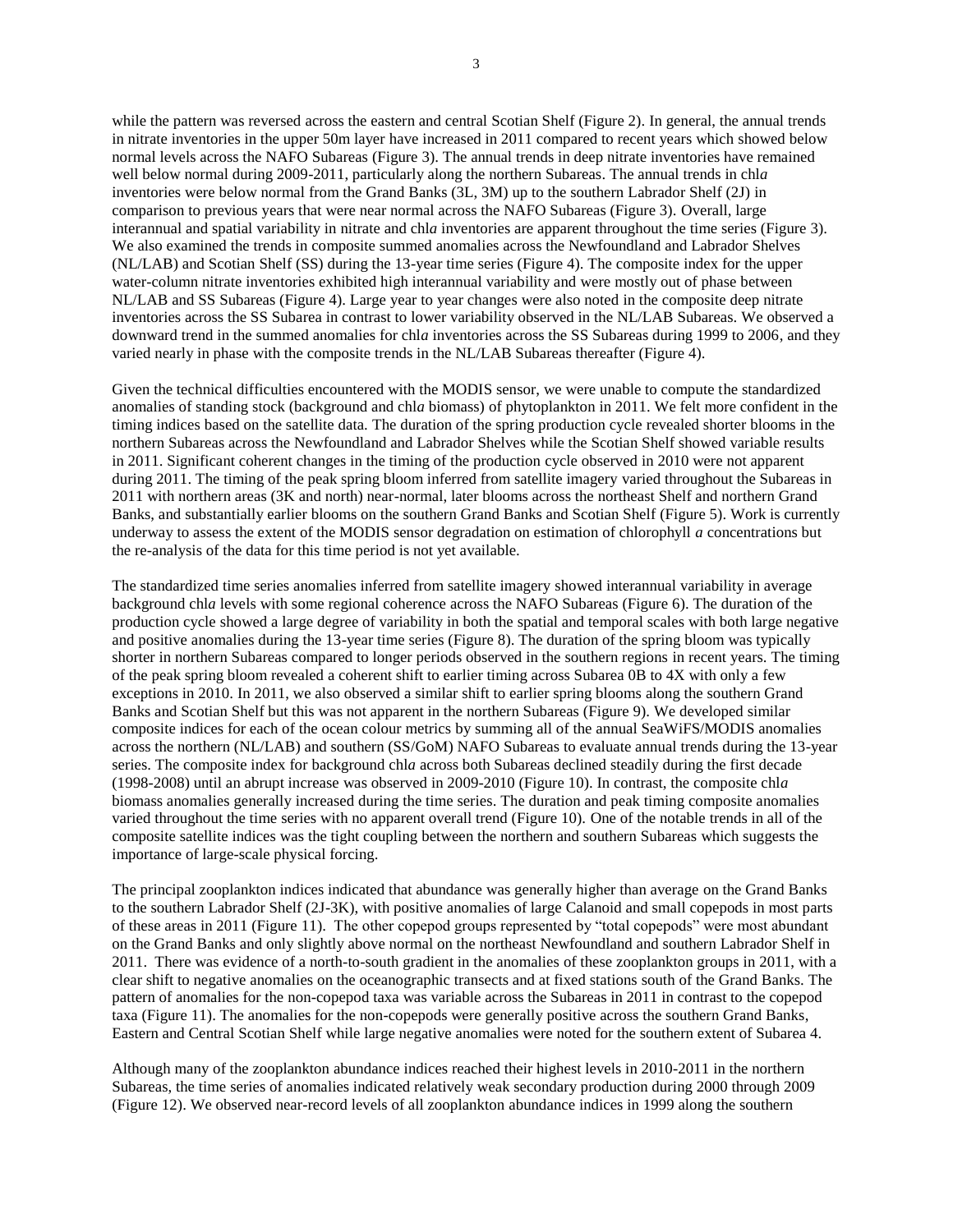while the pattern was reversed across the eastern and central Scotian Shelf (Figure 2). In general, the annual trends in nitrate inventories in the upper 50m layer have increased in 2011 compared to recent years which showed below normal levels across the NAFO Subareas (Figure 3). The annual trends in deep nitrate inventories have remained well below normal during 2009-2011, particularly along the northern Subareas. The annual trends in chl*a* inventories were below normal from the Grand Banks (3L, 3M) up to the southern Labrador Shelf (2J) in comparison to previous years that were near normal across the NAFO Subareas (Figure 3). Overall, large interannual and spatial variability in nitrate and chl*a* inventories are apparent throughout the time series (Figure 3). We also examined the trends in composite summed anomalies across the Newfoundland and Labrador Shelves (NL/LAB) and Scotian Shelf (SS) during the 13-year time series (Figure 4). The composite index for the upper water-column nitrate inventories exhibited high interannual variability and were mostly out of phase between NL/LAB and SS Subareas (Figure 4). Large year to year changes were also noted in the composite deep nitrate inventories across the SS Subarea in contrast to lower variability observed in the NL/LAB Subareas. We observed a downward trend in the summed anomalies for chl*a* inventories across the SS Subareas during 1999 to 2006, and they varied nearly in phase with the composite trends in the NL/LAB Subareas thereafter (Figure 4).

Given the technical difficulties encountered with the MODIS sensor, we were unable to compute the standardized anomalies of standing stock (background and chl*a* biomass) of phytoplankton in 2011. We felt more confident in the timing indices based on the satellite data. The duration of the spring production cycle revealed shorter blooms in the northern Subareas across the Newfoundland and Labrador Shelves while the Scotian Shelf showed variable results in 2011. Significant coherent changes in the timing of the production cycle observed in 2010 were not apparent during 2011. The timing of the peak spring bloom inferred from satellite imagery varied throughout the Subareas in 2011 with northern areas (3K and north) near-normal, later blooms across the northeast Shelf and northern Grand Banks, and substantially earlier blooms on the southern Grand Banks and Scotian Shelf (Figure 5). Work is currently underway to assess the extent of the MODIS sensor degradation on estimation of chlorophyll *a* concentrations but the re-analysis of the data for this time period is not yet available.

The standardized time series anomalies inferred from satellite imagery showed interannual variability in average background chl*a* levels with some regional coherence across the NAFO Subareas (Figure 6). The duration of the production cycle showed a large degree of variability in both the spatial and temporal scales with both large negative and positive anomalies during the 13-year time series (Figure 8). The duration of the spring bloom was typically shorter in northern Subareas compared to longer periods observed in the southern regions in recent years. The timing of the peak spring bloom revealed a coherent shift to earlier timing across Subarea 0B to 4X with only a few exceptions in 2010. In 2011, we also observed a similar shift to earlier spring blooms along the southern Grand Banks and Scotian Shelf but this was not apparent in the northern Subareas (Figure 9). We developed similar composite indices for each of the ocean colour metrics by summing all of the annual SeaWiFS/MODIS anomalies across the northern (NL/LAB) and southern (SS/GoM) NAFO Subareas to evaluate annual trends during the 13-year series. The composite index for background chl*a* across both Subareas declined steadily during the first decade (1998-2008) until an abrupt increase was observed in 2009-2010 (Figure 10). In contrast, the composite chl*a* biomass anomalies generally increased during the time series. The duration and peak timing composite anomalies varied throughout the time series with no apparent overall trend (Figure 10). One of the notable trends in all of the composite satellite indices was the tight coupling between the northern and southern Subareas which suggests the importance of large-scale physical forcing.

The principal zooplankton indices indicated that abundance was generally higher than average on the Grand Banks to the southern Labrador Shelf (2J-3K), with positive anomalies of large Calanoid and small copepods in most parts of these areas in 2011 (Figure 11). The other copepod groups represented by "total copepods" were most abundant on the Grand Banks and only slightly above normal on the northeast Newfoundland and southern Labrador Shelf in 2011. There was evidence of a north-to-south gradient in the anomalies of these zooplankton groups in 2011, with a clear shift to negative anomalies on the oceanographic transects and at fixed stations south of the Grand Banks. The pattern of anomalies for the non-copepod taxa was variable across the Subareas in 2011 in contrast to the copepod taxa (Figure 11). The anomalies for the non-copepods were generally positive across the southern Grand Banks, Eastern and Central Scotian Shelf while large negative anomalies were noted for the southern extent of Subarea 4.

Although many of the zooplankton abundance indices reached their highest levels in 2010-2011 in the northern Subareas, the time series of anomalies indicated relatively weak secondary production during 2000 through 2009 (Figure 12). We observed near-record levels of all zooplankton abundance indices in 1999 along the southern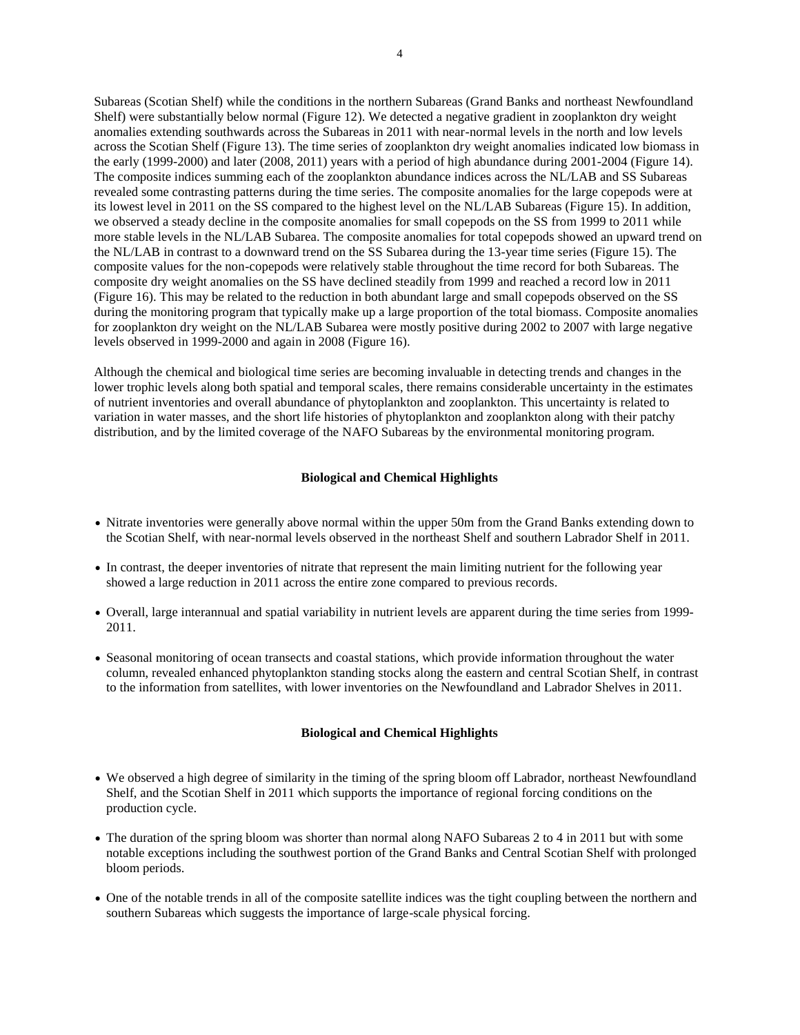Subareas (Scotian Shelf) while the conditions in the northern Subareas (Grand Banks and northeast Newfoundland Shelf) were substantially below normal (Figure 12). We detected a negative gradient in zooplankton dry weight anomalies extending southwards across the Subareas in 2011 with near-normal levels in the north and low levels across the Scotian Shelf (Figure 13). The time series of zooplankton dry weight anomalies indicated low biomass in the early (1999-2000) and later (2008, 2011) years with a period of high abundance during 2001-2004 (Figure 14). The composite indices summing each of the zooplankton abundance indices across the NL/LAB and SS Subareas revealed some contrasting patterns during the time series. The composite anomalies for the large copepods were at its lowest level in 2011 on the SS compared to the highest level on the NL/LAB Subareas (Figure 15). In addition, we observed a steady decline in the composite anomalies for small copepods on the SS from 1999 to 2011 while more stable levels in the NL/LAB Subarea. The composite anomalies for total copepods showed an upward trend on the NL/LAB in contrast to a downward trend on the SS Subarea during the 13-year time series (Figure 15). The composite values for the non-copepods were relatively stable throughout the time record for both Subareas. The composite dry weight anomalies on the SS have declined steadily from 1999 and reached a record low in 2011 (Figure 16). This may be related to the reduction in both abundant large and small copepods observed on the SS during the monitoring program that typically make up a large proportion of the total biomass. Composite anomalies for zooplankton dry weight on the NL/LAB Subarea were mostly positive during 2002 to 2007 with large negative levels observed in 1999-2000 and again in 2008 (Figure 16).

Although the chemical and biological time series are becoming invaluable in detecting trends and changes in the lower trophic levels along both spatial and temporal scales, there remains considerable uncertainty in the estimates of nutrient inventories and overall abundance of phytoplankton and zooplankton. This uncertainty is related to variation in water masses, and the short life histories of phytoplankton and zooplankton along with their patchy distribution, and by the limited coverage of the NAFO Subareas by the environmental monitoring program.

## Biological and Chemical Highlights

- Nitrate inventories were generally above normal within the upper 50m from the Grand Banks extending down to the Scotian Shelf, with near-normal levels observed in the northeast Shelf and southern Labrador Shelf in 2011.
- In contrast, the deeper inventories of nitrate that represent the main limiting nutrient for the following year showed a large reduction in 2011 across the entire zone compared to previous records.
- Overall, large interannual and spatial variability in nutrient levels are apparent during the time series from 1999-2011.
- Seasonal monitoring of ocean transects and coastal stations, which provide information throughout the water column, revealed enhanced phytoplankton standing stocks along the eastern and central Scotian Shelf, in contrast to the information from satellites, with lower inventories on the Newfoundland and Labrador Shelves in 2011.

## Biological and Chemical Highlights

- We observed a high degree of similarity in the timing of the spring bloom off Labrador, northeast Newfoundland Shelf, and the Scotian Shelf in 2011 which supports the importance of regional forcing conditions on the production cycle.
- The duration of the spring bloom was shorter than normal along NAFO Subareas 2 to 4 in 2011 but with some notable exceptions including the southwest portion of the Grand Banks and Central Scotian Shelf with prolonged bloom periods.
- One of the notable trends in all of the composite satellite indices was the tight coupling between the northern and southern Subareas which suggests the importance of large-scale physical forcing.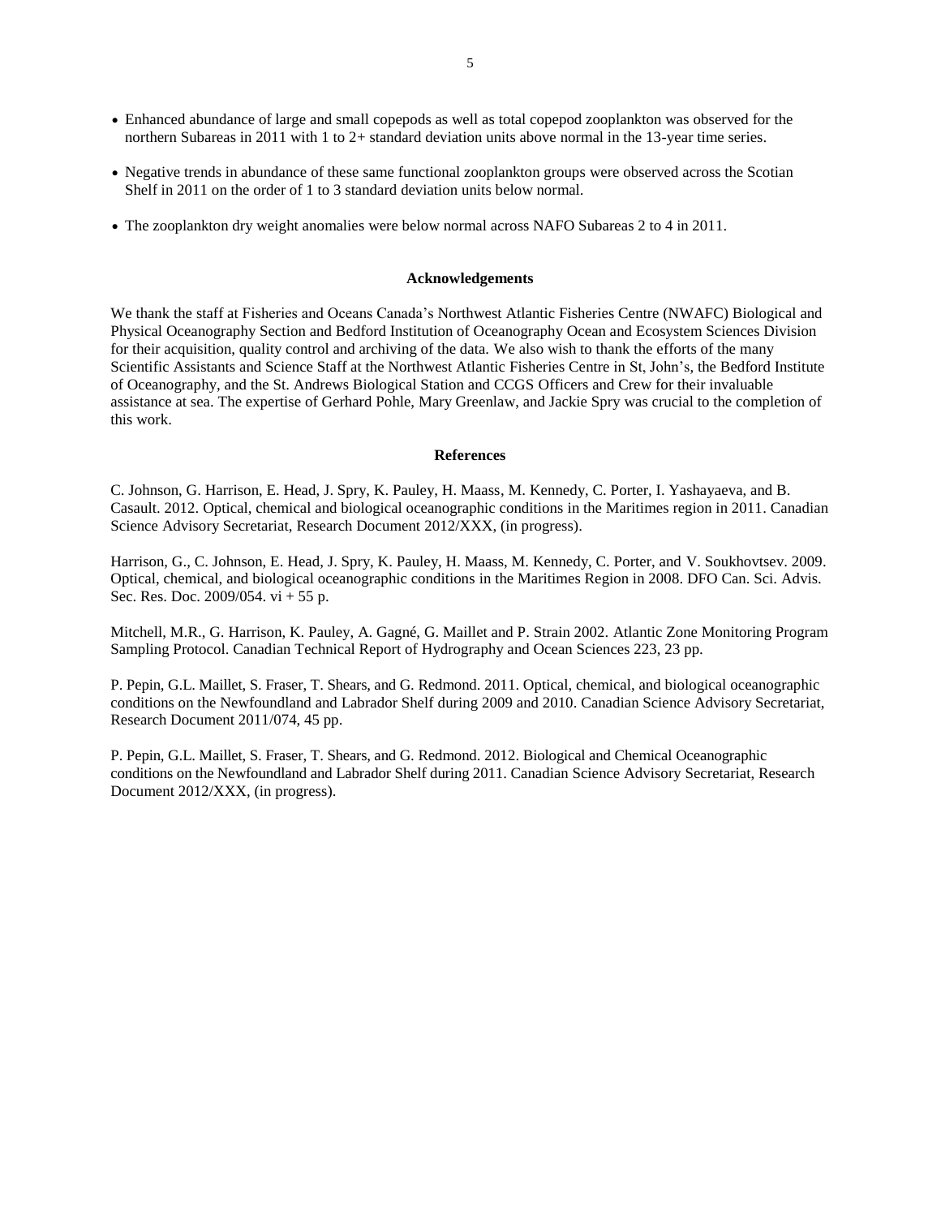- Enhanced abundance of large and small copepods as well as total copepod zooplankton was observed for the northern Subareas in 2011 with 1 to 2+ standard deviation units above normal in the 13-year time series.

- Negative trends in abundance of these same functional zooplankton groups were observed across the Scotian Shelf in 2011 on the order of 1 to 3 standard deviation units below normal.

- The zooplankton dry weight anomalies were below normal across NAFO Subareas 2 to 4 in 2011.

## Acknowledgements

We thank the staff at Fisheries and Oceans Canada's Northwest Atlantic Fisheries Centre (NWAFC) Biological and Physical Oceanography Section and Bedford Institution of Oceanography Ocean and Ecosystem Sciences Division for their acquisition, quality control and archiving of the data. We also wish to thank the efforts of the many Scientific Assistants and Science Staff at the Northwest Atlantic Fisheries Centre in St, John's, the Bedford Institute of Oceanography, and the St. Andrews Biological Station and CCGS Officers and Crew for their invaluable assistance at sea. The expertise of Gerhard Pohle, Mary Greenlaw, and Jackie Spry was crucial to the completion of this work.

## References

C. Johnson, G. Harrison, E. Head, J. Spry, K. Pauley, H. Maass, M. Kennedy, C. Porter, I. Yashayaeva, and B. Casault. 2012. Optical, chemical and biological oceanographic conditions in the Maritimes region in 2011. Canadian Science Advisory Secretariat, Research Document 2012/XXX, (in progress).

Harrison, G., C. Johnson, E. Head, J. Spry, K. Pauley, H. Maass, M. Kennedy, C. Porter, and V. Soukhovtsev. 2009. Optical, chemical, and biological oceanographic conditions in the Maritimes Region in 2008. DFO Can. Sci. Advis. Sec. Res. Doc. 2009/054. vi + 55 p.

Mitchell, M.R., G. Harrison, K. Pauley, A. Gagné, G. Maillet and P. Strain 2002. Atlantic Zone Monitoring Program Sampling Protocol. Canadian Technical Report of Hydrography and Ocean Sciences 223, 23 pp.

P. Pepin, G.L. Maillet, S. Fraser, T. Shears, and G. Redmond. 2011. Optical, chemical, and biological oceanographic conditions on the Newfoundland and Labrador Shelf during 2009 and 2010. Canadian Science Advisory Secretariat, Research Document 2011/074, 45 pp.

P. Pepin, G.L. Maillet, S. Fraser, T. Shears, and G. Redmond. 2012. Biological and Chemical Oceanographic conditions on the Newfoundland and Labrador Shelf during 2011. Canadian Science Advisory Secretariat, Research Document 2012/XXX, (in progress).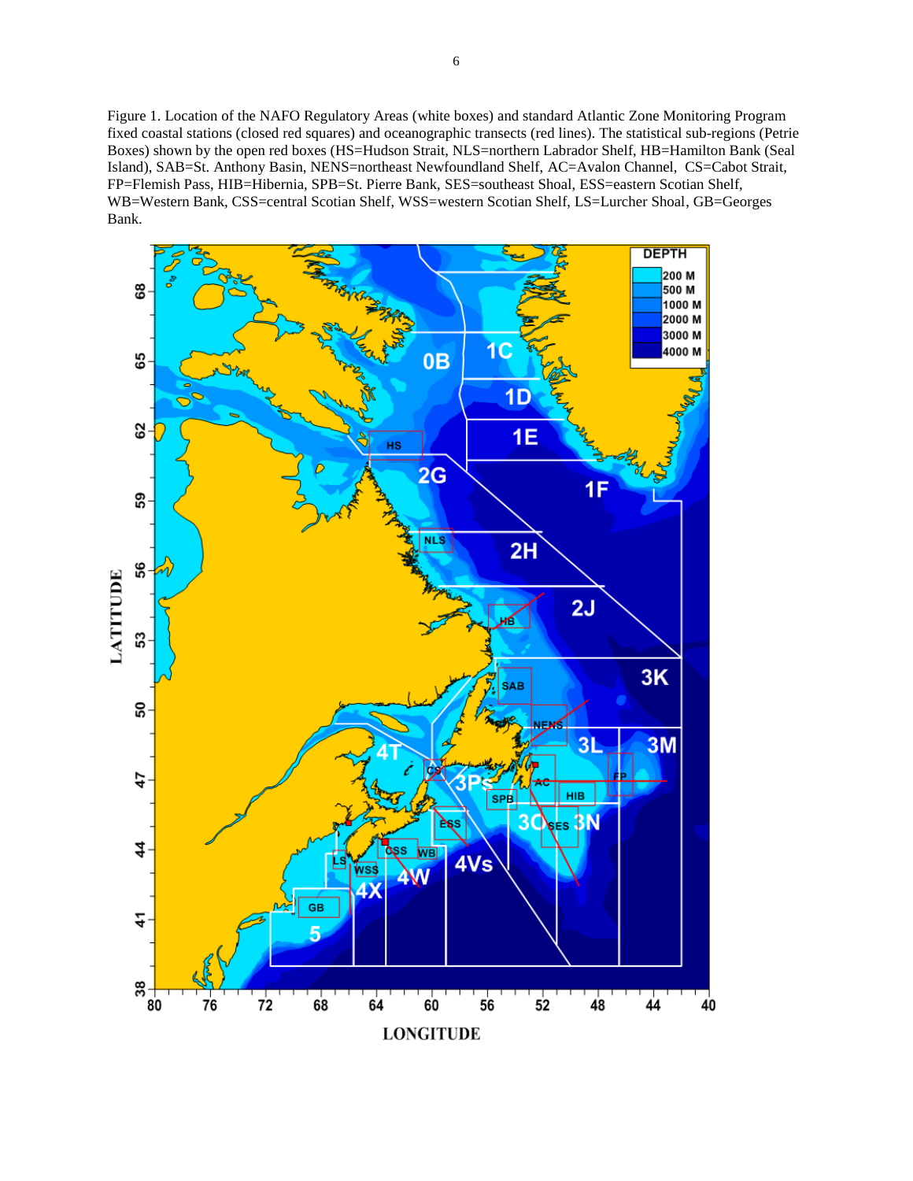Figure 1. Location of the NAFO Regulatory Areas (white boxes) and standard Atlantic Zone Monitoring Program fixed coastal stations (closed red squares) and oceanographic transects (red lines). The statistical sub-regions (Petrie Boxes) shown by the open red boxes (HS=Hudson Strait, NLS=northern Labrador Shelf, HB=Hamilton Bank (Seal Island), SAB=St. Anthony Basin, NENS=northeast Newfoundland Shelf, AC=Avalon Channel, CS=Cabot Strait, FP=Flemish Pass, HIB=Hibernia, SPB=St. Pierre Bank, SES=southeast Shoal, ESS=eastern Scotian Shelf, WB=Western Bank, CSS=central Scotian Shelf, WSS=western Scotian Shelf, LS=Lurcher Shoal, GB=Georges Bank.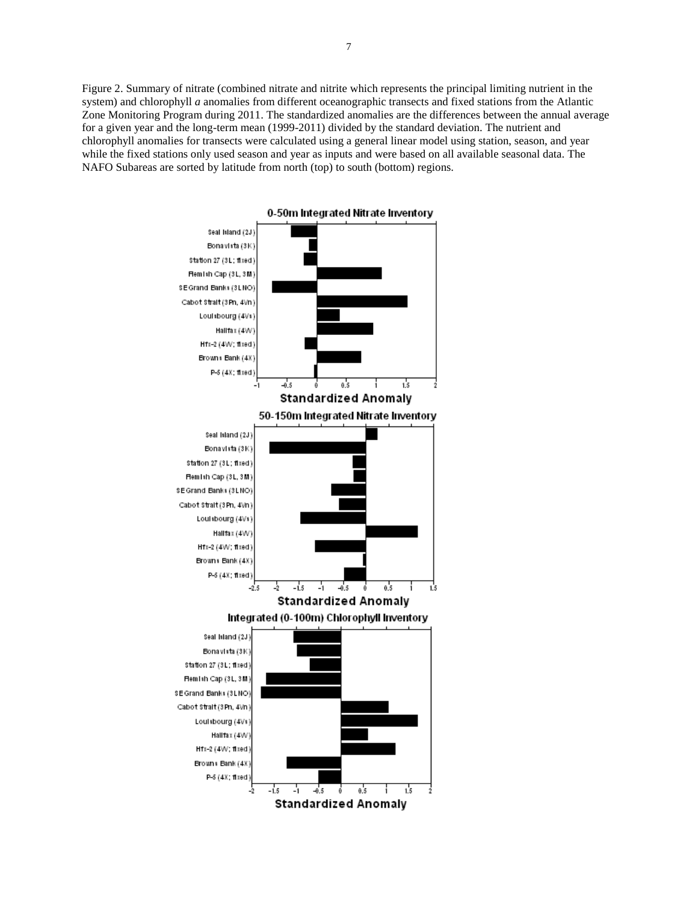Figure 2. Summary of nitrate (combined nitrate and nitrite which represents the principal limiting nutrient in the system) and chlorophyll *a* anomalies from different oceanographic transects and fixed stations from the Atlantic Zone Monitoring Program during 2011. The standardized anomalies are the differences between the annual average for a given year and the long-term mean (1999-2011) divided by the standard deviation. The nutrient and chlorophyll anomalies for transects were calculated using a general linear model using station, season, and year while the fixed stations only used season and year as inputs and were based on all available seasonal data. The NAFO Subareas are sorted by latitude from north (top) to south (bottom) regions.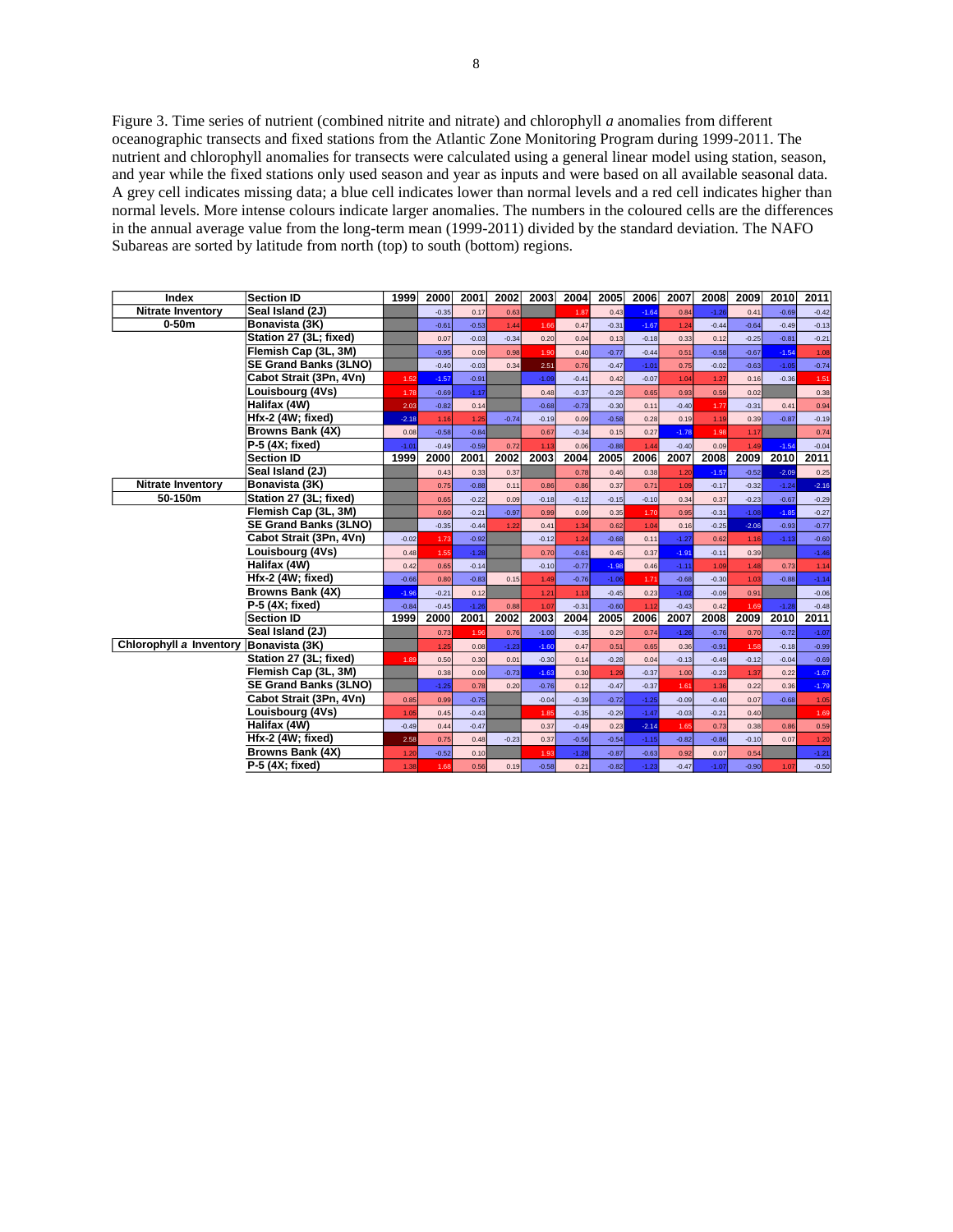Figure 3. Time series of nutrient (combined nitrite and nitrate) and chlorophyll *a* anomalies from different oceanographic transects and fixed stations from the Atlantic Zone Monitoring Program during 1999-2011. The nutrient and chlorophyll anomalies for transects were calculated using a general linear model using station, season, and year while the fixed stations only used season and year as inputs and were based on all available seasonal data. A grey cell indicates missing data; a blue cell indicates lower than normal levels and a red cell indicates higher than normal levels. More intense colours indicate larger anomalies. The numbers in the coloured cells are the differences in the annual average value from the long-term mean (1999-2011) divided by the standard deviation. The NAFO Subareas are sorted by latitude from north (top) to south (bottom) regions.

| Index | Section ID | 1999 | 2000 | 2001 | 2002 | 2003 | 2004 | 2005 | 2006 | 2007 | 2008 | 2009 | 2010 | 2011 |
|---|---|---|---|---|---|---|---|---|---|---|---|---|---|---|
| Nitrate Inventory | Seal Island (2J) | | -0.35 | 0.17 | 0.63 | | 1.87 | 0.43 | -1.64 | 0.84 | -1.26 | 0.41 | -0.69 | -0.42 |
| 0-50m | Bonavista (3K) | | -0.61 | -0.53 | 1.44 | 1.66 | 0.47 | -0.31 | -1.67 | 1.24 | -0.44 | -0.64 | -0.49 | -0.13 |
| | Station 27 (3L; fixed) | | 0.07 | -0.03 | -0.34 | 0.20 | 0.04 | 0.13 | -0.18 | 0.33 | 0.12 | -0.25 | -0.81 | -0.21 |
| | Flemish Cap (3L, 3M) | | -0.95 | 0.09 | 0.98 | 1.90 | 0.40 | -0.77 | -0.44 | 0.51 | -0.58 | -0.67 | -1.54 | 1.08 |
| | SE Grand Banks (3LNO) | | -0.40 | -0.03 | 0.34 | 2.51 | 0.76 | -0.47 | -1.01 | 0.75 | -0.02 | -0.63 | -1.05 | -0.74 |
| | Cabot Strait (3Pn, 4Vn) | 1.52 | -1.57 | -0.91 | | -1.09 | -0.41 | 0.42 | -0.07 | 1.04 | 1.27 | 0.16 | -0.36 | 1.51 |
| | Louisbourg (4Vs) | 1.78 | -0.69 | -1.17 | | 0.48 | -0.37 | -0.28 | 0.65 | 0.93 | 0.59 | 0.02 | | 0.38 |
| | Halifax (4W) | 2.03 | -0.82 | 0.14 | | -0.68 | -0.73 | -0.30 | 0.11 | -0.40 | 1.77 | -0.31 | 0.41 | 0.94 |
| | Hfx-2 (4W; fixed) | -2.18 | 1.16 | 1.25 | -0.74 | -0.19 | 0.09 | -0.58 | 0.28 | 0.19 | 1.19 | 0.39 | -0.87 | -0.19 |
| | Browns Bank (4X) | 0.08 | -0.58 | -0.84 | | 0.67 | -0.34 | 0.15 | 0.27 | -1.78 | 1.98 | 1.17 | | 0.74 |
| | P-5 (4X; fixed) | -1.01 | -0.49 | -0.59 | 0.72 | 1.13 | 0.06 | -0.88 | 1.44 | -0.40 | 0.09 | 1.49 | -1.54 | -0.04 |
| | Section ID | 1999 | 2000 | 2001 | 2002 | 2003 | 2004 | 2005 | 2006 | 2007 | 2008 | 2009 | 2010 | 2011 |
| | Seal Island (2J) | | 0.43 | 0.33 | 0.37 | | 0.78 | 0.46 | 0.38 | 1.20 | -1.57 | -0.52 | -2.09 | 0.25 |
| Nitrate Inventory | Bonavista (3K) | | 0.75 | -0.88 | 0.11 | 0.86 | 0.86 | 0.37 | 0.71 | 1.09 | -0.17 | -0.32 | -1.24 | -2.16 |
| 50-150m | Station 27 (3L; fixed) | | 0.65 | -0.22 | 0.09 | -0.18 | -0.12 | -0.15 | -0.10 | 0.34 | 0.37 | -0.23 | -0.67 | -0.29 |
| | Flemish Cap (3L, 3M) | | 0.60 | -0.21 | -0.97 | 0.99 | 0.09 | 0.35 | 1.70 | 0.95 | -0.31 | -1.08 | -1.85 | -0.27 |
| | SE Grand Banks (3LNO) | | -0.35 | -0.44 | 1.22 | 0.41 | 1.34 | 0.62 | 1.04 | 0.16 | -0.25 | -2.06 | -0.93 | -0.77 |
| | Cabot Strait (3Pn, 4Vn) | -0.02 | 1.73 | -0.92 | | -0.12 | 1.24 | -0.68 | 0.11 | -1.27 | 0.62 | 1.16 | -1.13 | -0.60 |
| | Louisbourg (4Vs) | 0.48 | 1.55 | -1.28 | | 0.70 | -0.61 | 0.45 | 0.37 | -1.91 | -0.11 | 0.39 | | -1.46 |
| | Halifax (4W) | 0.42 | 0.65 | -0.14 | | -0.10 | -0.77 | -1.98 | 0.46 | -1.11 | 1.09 | 1.48 | 0.73 | 1.14 |
| | Hfx-2 (4W; fixed) | -0.66 | 0.80 | -0.83 | 0.15 | 1.49 | -0.76 | -1.06 | 1.71 | -0.68 | -0.30 | 1.03 | -0.88 | -1.14 |
| | Browns Bank (4X) | -1.96 | -0.21 | 0.12 | | 1.21 | 1.13 | -0.45 | 0.23 | -1.02 | -0.09 | 0.91 | | -0.06 |
| | P-5 (4X; fixed) | -0.84 | -0.45 | -1.26 | 0.88 | 1.07 | -0.31 | -0.60 | 1.12 | -0.43 | 0.42 | 1.69 | -1.28 | -0.48 |
| | Section ID | 1999 | 2000 | 2001 | 2002 | 2003 | 2004 | 2005 | 2006 | 2007 | 2008 | 2009 | 2010 | 2011 |
| | Seal Island (2J) | | 0.73 | 1.96 | 0.76 | -1.00 | -0.35 | 0.29 | 0.74 | -1.26 | -0.76 | 0.70 | -0.72 | -1.07 |
| Chlorophyll *a* Inventory | Bonavista (3K) | | 1.25 | 0.08 | -1.23 | -1.60 | 0.47 | 0.51 | 0.65 | 0.36 | -0.91 | 1.58 | -0.18 | -0.99 |
| | Station 27 (3L; fixed) | 1.89 | 0.50 | 0.30 | 0.01 | -0.30 | 0.14 | -0.28 | 0.04 | -0.13 | -0.49 | -0.12 | -0.04 | -0.69 |
| | Flemish Cap (3L, 3M) | | 0.38 | 0.09 | -0.73 | -1.63 | 0.30 | 1.29 | -0.37 | 1.00 | -0.23 | 1.37 | 0.22 | -1.67 |
| | SE Grand Banks (3LNO) | | -1.25 | 0.78 | 0.20 | -0.76 | 0.12 | -0.47 | -0.37 | 1.61 | 1.36 | 0.22 | 0.36 | -1.79 |
| | Cabot Strait (3Pn, 4Vn) | 0.85 | 0.99 | -0.75 | | -0.04 | -0.39 | -0.72 | -1.25 | -0.09 | -0.40 | 0.07 | -0.68 | 1.05 |
| | Louisbourg (4Vs) | 1.05 | 0.45 | -0.43 | | 1.85 | -0.35 | -0.29 | -1.47 | -0.03 | -0.21 | 0.40 | | 1.69 |
| | Halifax (4W) | -0.49 | 0.44 | -0.47 | | 0.37 | -0.49 | 0.23 | -2.14 | 1.65 | 0.73 | 0.38 | 0.86 | 0.59 |
| | Hfx-2 (4W; fixed) | 2.58 | 0.75 | 0.48 | -0.23 | 0.37 | -0.56 | -0.54 | -1.15 | -0.82 | -0.86 | -0.10 | 0.07 | 1.20 |
| | Browns Bank (4X) | 1.20 | -0.52 | 0.10 | | 1.93 | -1.28 | -0.87 | -0.63 | 0.92 | 0.07 | 0.54 | | -1.21 |
| | P-5 (4X; fixed) | 1.38 | 1.68 | 0.56 | 0.19 | -0.58 | 0.21 | -0.82 | -1.23 | -0.47 | -1.07 | -0.90 | 1.07 | -0.50 |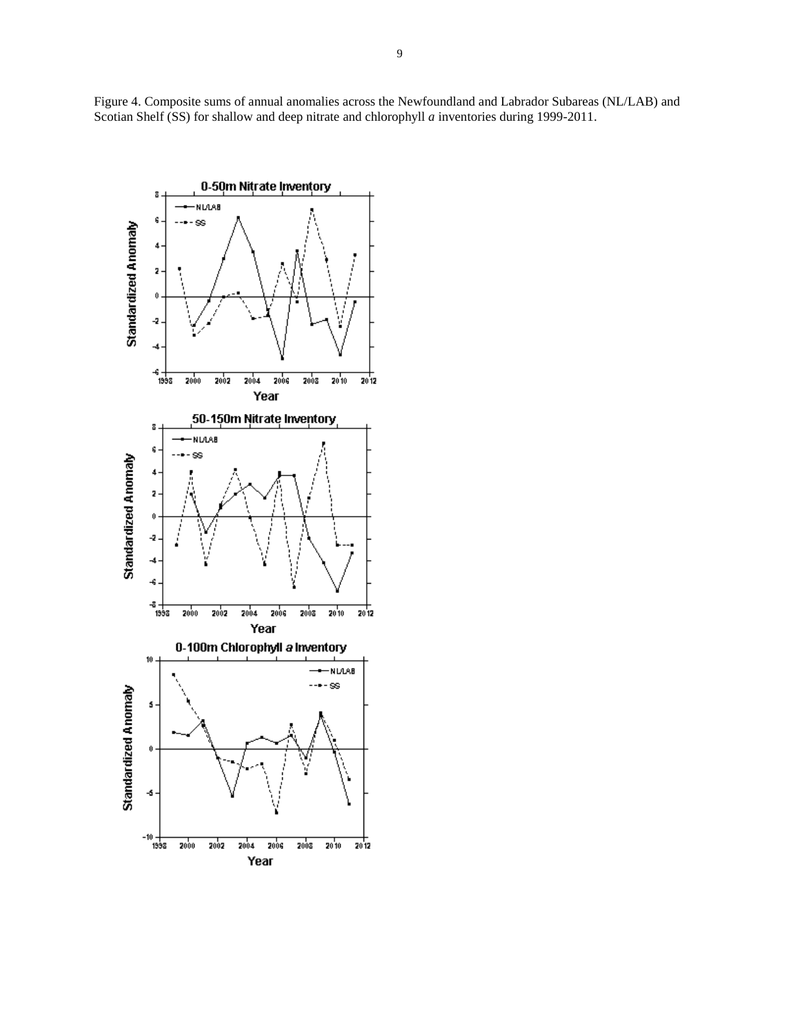Figure 4. Composite sums of annual anomalies across the Newfoundland and Labrador Subareas (NL/LAB) and Scotian Shelf (SS) for shallow and deep nitrate and chlorophyll *a* inventories during 1999-2011.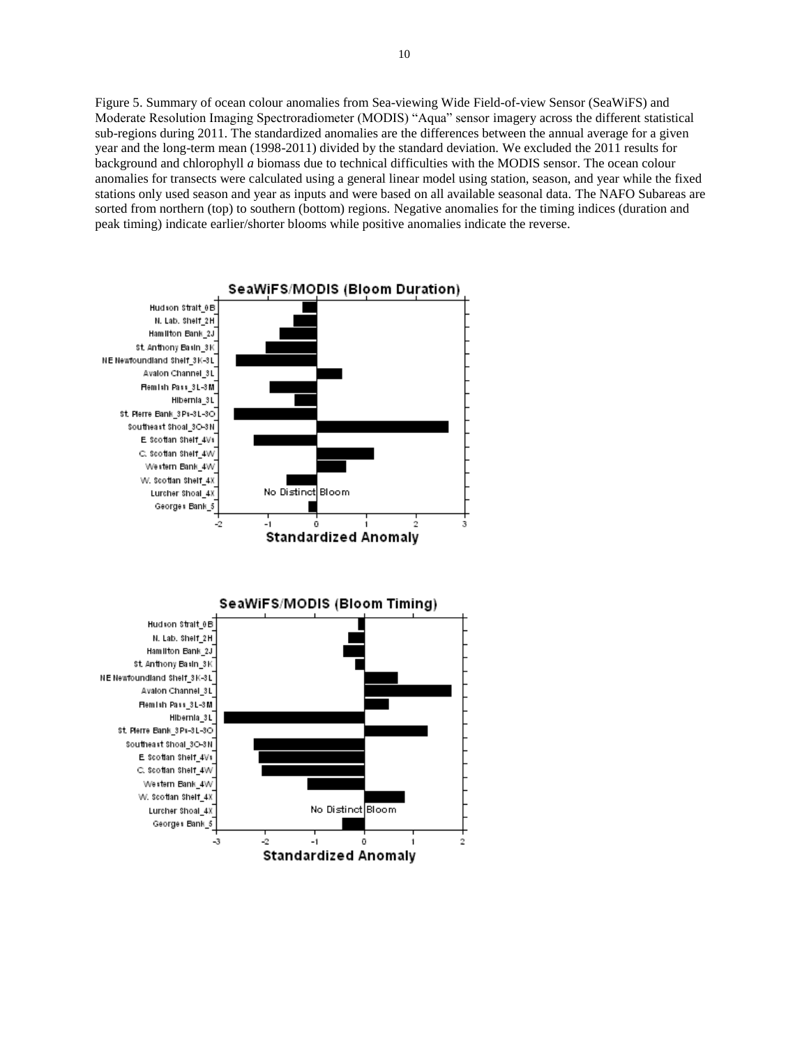Figure 5. Summary of ocean colour anomalies from Sea-viewing Wide Field-of-view Sensor (SeaWiFS) and Moderate Resolution Imaging Spectroradiometer (MODIS) “Aqua” sensor imagery across the different statistical sub-regions during 2011. The standardized anomalies are the differences between the annual average for a given year and the long-term mean (1998-2011) divided by the standard deviation. We excluded the 2011 results for background and chlorophyll *a* biomass due to technical difficulties with the MODIS sensor. The ocean colour anomalies for transects were calculated using a general linear model using station, season, and year while the fixed stations only used season and year as inputs and were based on all available seasonal data. The NAFO Subareas are sorted from northern (top) to southern (bottom) regions. Negative anomalies for the timing indices (duration and peak timing) indicate earlier/shorter blooms while positive anomalies indicate the reverse.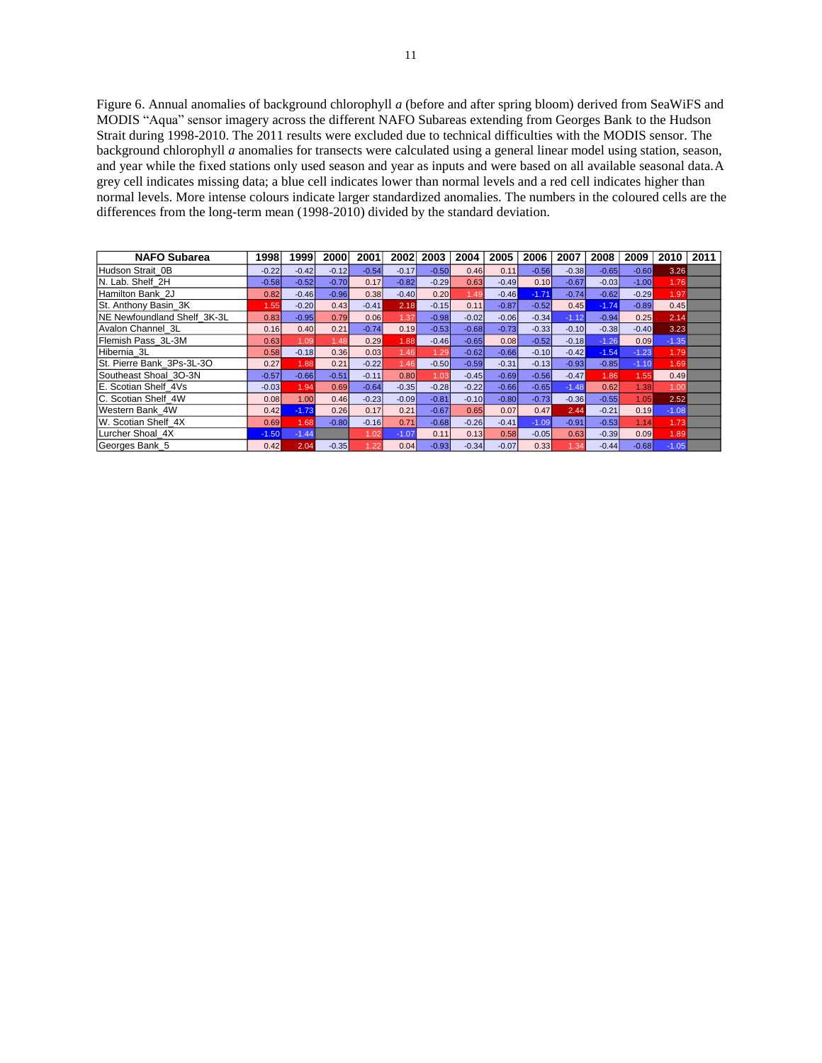Figure 6. Annual anomalies of background chlorophyll *a* (before and after spring bloom) derived from SeaWiFS and MODIS "Aqua" sensor imagery across the different NAFO Subareas extending from Georges Bank to the Hudson Strait during 1998-2010. The 2011 results were excluded due to technical difficulties with the MODIS sensor. The background chlorophyll *a* anomalies for transects were calculated using a general linear model using station, season, and year while the fixed stations only used season and year as inputs and were based on all available seasonal data. A grey cell indicates missing data; a blue cell indicates lower than normal levels and a red cell indicates higher than normal levels. More intense colours indicate larger standardized anomalies. The numbers in the coloured cells are the differences from the long-term mean (1998-2010) divided by the standard deviation.

| NAFO Subarea | 1998 | 1999 | 2000 | 2001 | 2002 | 2003 | 2004 | 2005 | 2006 | 2007 | 2008 | 2009 | 2010 | 2011 |
|---|---|---|---|---|---|---|---|---|---|---|---|---|---|---|
| Hudson Strait_0B | -0.22 | -0.42 | -0.12 | -0.54 | -0.17 | -0.50 | 0.46 | 0.11 | -0.56 | -0.38 | -0.65 | -0.60 | 3.26 | |
| N. Lab. Shelf_2H | -0.58 | -0.52 | -0.70 | 0.17 | -0.82 | -0.29 | 0.63 | -0.49 | 0.10 | -0.67 | -0.03 | -1.00 | 1.76 | |
| Hamilton Bank_2J | 0.82 | -0.46 | -0.96 | 0.38 | -0.40 | 0.20 | 1.49 | -0.46 | -1.71 | -0.74 | -0.62 | -0.29 | 1.97 | |
| St. Anthony Basin_3K | 1.55 | -0.20 | 0.43 | -0.41 | 2.18 | -0.15 | 0.11 | -0.87 | -0.52 | 0.45 | -1.74 | -0.89 | 0.45 | |
| NE Newfoundland Shelf_3K-3L | 0.83 | -0.95 | 0.79 | 0.06 | 1.37 | -0.98 | -0.02 | -0.06 | -0.34 | -1.12 | -0.94 | 0.25 | 2.14 | |
| Avalon Channel_3L | 0.16 | 0.40 | 0.21 | -0.74 | 0.19 | -0.53 | -0.68 | -0.73 | -0.33 | -0.10 | -0.38 | -0.40 | 3.23 | |
| Flemish Pass_3L-3M | 0.63 | 1.09 | 1.48 | 0.29 | 1.88 | -0.46 | -0.65 | 0.08 | -0.52 | -0.18 | -1.26 | 0.09 | -1.35 | |
| Hibernia_3L | 0.58 | -0.18 | 0.36 | 0.03 | 1.46 | 1.29 | -0.62 | -0.66 | -0.10 | -0.42 | -1.54 | -1.23 | 1.79 | |
| St. Pierre Bank_3Ps-3L-3O | 0.27 | 1.88 | 0.21 | -0.22 | 1.46 | -0.50 | -0.59 | -0.31 | -0.13 | -0.93 | -0.85 | -1.10 | 1.69 | |
| Southeast Shoal_3O-3N | -0.57 | -0.66 | -0.51 | -0.11 | 0.80 | 1.03 | -0.45 | -0.69 | -0.56 | -0.47 | 1.86 | 1.55 | 0.49 | |
| E. Scotian Shelf_4Vs | -0.03 | 1.94 | 0.69 | -0.64 | -0.35 | -0.28 | -0.22 | -0.66 | -0.65 | -1.48 | 0.62 | 1.38 | 1.00 | |
| C. Scotian Shelf_4W | 0.08 | 1.00 | 0.46 | -0.23 | -0.09 | -0.81 | -0.10 | -0.80 | -0.73 | -0.36 | -0.55 | 1.05 | 2.52 | |
| Western Bank_4W | 0.42 | -1.73 | 0.26 | 0.17 | 0.21 | -0.67 | 0.65 | 0.07 | 0.47 | 2.44 | -0.21 | 0.19 | -1.08 | |
| W. Scotian Shelf_4X | 0.69 | 1.68 | -0.80 | -0.16 | 0.71 | -0.68 | -0.26 | -0.41 | -1.09 | -0.91 | -0.53 | 1.14 | 1.73 | |
| Lurcher Shoal_4X | -1.50 | -1.44 | | 1.02 | -1.07 | 0.11 | 0.13 | 0.58 | -0.05 | 0.63 | -0.39 | 0.09 | 1.89 | |
| Georges Bank_5 | 0.42 | 2.04 | -0.35 | 1.22 | 0.04 | -0.93 | -0.34 | -0.07 | 0.33 | 1.34 | -0.44 | -0.68 | -1.05 | |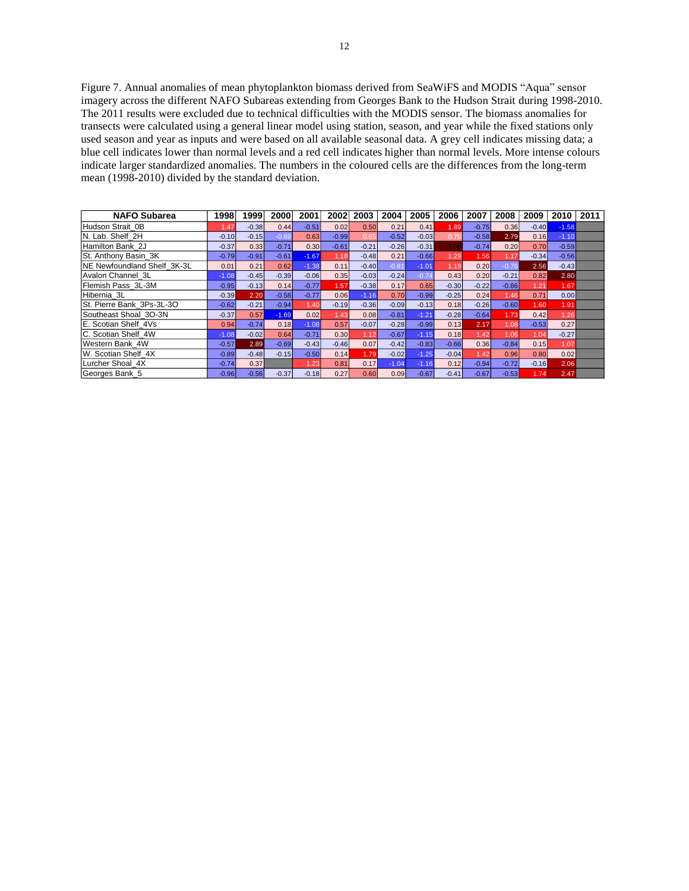Figure 7. Annual anomalies of mean phytoplankton biomass derived from SeaWiFS and MODIS "Aqua" sensor imagery across the different NAFO Subareas extending from Georges Bank to the Hudson Strait during 1998-2010. The 2011 results were excluded due to technical difficulties with the MODIS sensor. The biomass anomalies for transects were calculated using a general linear model using station, season, and year while the fixed stations only used season and year as inputs and were based on all available seasonal data. A grey cell indicates missing data; a blue cell indicates lower than normal levels and a red cell indicates higher than normal levels. More intense colours indicate larger standardized anomalies. The numbers in the coloured cells are the differences from the long-term mean (1998-2010) divided by the standard deviation.

| NAFO Subarea | 1998 | 1999 | 2000 | 2001 | 2002 | 2003 | 2004 | 2005 | 2006 | 2007 | 2008 | 2009 | 2010 | 2011 |
|---|---|---|---|---|---|---|---|---|---|---|---|---|---|---|
| Hudson Strait_0B | 1.47 | -0.38 | 0.44 | -0.51 | 0.02 | 0.50 | 0.21 | 0.41 | 1.89 | -0.75 | 0.36 | -0.40 | -1.58 | |
| N. Lab. Shelf_2H | -0.10 | -0.15 | -0.69 | 0.63 | -0.99 | 0.65 | -0.52 | -0.03 | 0.70 | -0.58 | 2.79 | 0.16 | -1.10 | |
| Hamilton Bank_2J | -0.37 | 0.33 | -0.71 | 0.30 | -0.61 | -0.21 | -0.26 | -0.31 | 3.08 | -0.74 | 0.20 | 0.70 | -0.59 | |
| St. Anthony Basin_3K | -0.79 | -0.91 | -0.61 | -1.67 | 1.18 | -0.48 | 0.21 | -0.66 | 1.29 | 1.56 | 1.17 | -0.34 | -0.56 | |
| NE Newfoundland Shelf_3K-3L | 0.01 | 0.21 | 0.62 | -1.38 | 0.11 | -0.40 | -0.81 | -1.01 | 1.19 | 0.20 | -0.76 | 2.56 | -0.43 | |
| Avalon Channel_3L | -1.08 | -0.45 | -0.39 | -0.06 | 0.35 | -0.03 | -0.24 | -0.74 | 0.43 | 0.20 | -0.21 | 0.82 | 2.80 | |
| Flemish Pass_3L-3M | -0.95 | -0.13 | 0.14 | -0.77 | 1.57 | -0.38 | 0.17 | 0.65 | -0.30 | -0.22 | -0.86 | 1.21 | 1.67 | |
| Hibernia_3L | -0.39 | 2.20 | -0.58 | -0.77 | 0.06 | -1.16 | 0.70 | -0.99 | -0.25 | 0.24 | 1.46 | 0.71 | 0.00 | |
| St. Pierre Bank_3Ps-3L-3O | -0.62 | -0.21 | -0.94 | 1.40 | -0.19 | -0.36 | -0.09 | -0.13 | 0.18 | -0.26 | -0.60 | 1.60 | 1.91 | |
| Southeast Shoal_3O-3N | -0.37 | 0.57 | -1.69 | 0.02 | 1.43 | 0.08 | -0.81 | -1.21 | -0.28 | -0.64 | 1.73 | 0.42 | 1.26 | |
| E. Scotian Shelf_4Vs | 0.94 | -0.74 | 0.18 | -1.08 | 0.57 | -0.07 | -0.28 | -0.99 | 0.13 | 2.17 | 1.08 | -0.53 | 0.27 | |
| C. Scotian Shelf_4W | -1.08 | -0.02 | 0.64 | -0.71 | 0.30 | 1.12 | -0.67 | -1.15 | 0.18 | 1.42 | 1.06 | 1.04 | -0.27 | |
| Western Bank_4W | -0.57 | 2.89 | -0.69 | -0.43 | -0.46 | 0.07 | -0.42 | -0.83 | -0.66 | 0.36 | -0.84 | 0.15 | 1.07 | |
| W. Scotian Shelf_4X | -0.89 | -0.48 | -0.15 | -0.50 | 0.14 | 1.79 | -0.02 | -1.25 | -0.04 | 1.42 | 0.96 | 0.80 | 0.02 | |
| Lurcher Shoal_4X | -0.74 | 0.37 | | 1.23 | 0.81 | 0.17 | -1.04 | -1.16 | 0.12 | -0.94 | -0.72 | -0.16 | 2.06 | |
| Georges Bank_5 | -0.96 | -0.56 | -0.37 | -0.18 | 0.27 | 0.60 | 0.09 | -0.67 | -0.41 | -0.67 | -0.53 | 1.74 | 2.47 | |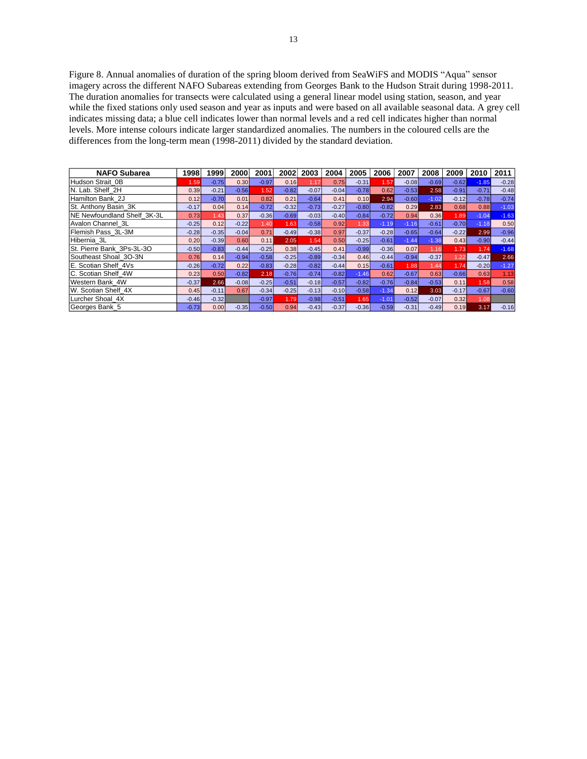Figure 8. Annual anomalies of duration of the spring bloom derived from SeaWiFS and MODIS "Aqua" sensor imagery across the different NAFO Subareas extending from Georges Bank to the Hudson Strait during 1998-2011. The duration anomalies for transects were calculated using a general linear model using station, season, and year while the fixed stations only used season and year as inputs and were based on all available seasonal data. A grey cell indicates missing data; a blue cell indicates lower than normal levels and a red cell indicates higher than normal levels. More intense colours indicate larger standardized anomalies. The numbers in the coloured cells are the differences from the long-term mean (1998-2011) divided by the standard deviation.

| NAFO Subarea | 1998 | 1999 | 2000 | 2001 | 2002 | 2003 | 2004 | 2005 | 2006 | 2007 | 2008 | 2009 | 2010 | 2011 |
|---|---|---|---|---|---|---|---|---|---|---|---|---|---|---|
| Hudson Strait_0B | 1.59 | -0.75 | 0.30 | -0.97 | 0.16 | 1.17 | 0.75 | -0.31 | 1.57 | -0.08 | -0.69 | -0.62 | -1.85 | -0.28 |
| N. Lab. Shelf_2H | 0.39 | -0.21 | -0.56 | 1.52 | -0.82 | -0.07 | -0.04 | -0.78 | 0.62 | -0.53 | 2.58 | -0.91 | -0.71 | -0.48 |
| Hamilton Bank_2J | 0.12 | -0.70 | 0.01 | 0.82 | 0.21 | -0.64 | 0.41 | 0.10 | 2.94 | -0.60 | -1.02 | -0.12 | -0.78 | -0.74 |
| St. Anthony Basin_3K | -0.17 | 0.04 | 0.14 | -0.72 | -0.32 | -0.73 | -0.27 | -0.80 | -0.82 | 0.29 | 2.83 | 0.68 | 0.88 | -1.03 |
| NE Newfoundland Shelf_3K-3L | 0.73 | 1.43 | 0.37 | -0.36 | -0.69 | -0.03 | -0.40 | -0.84 | -0.72 | 0.94 | 0.36 | 1.89 | -1.04 | -1.63 |
| Avalon Channel_3L | -0.25 | 0.12 | -0.22 | 1.40 | 1.63 | -0.58 | 0.92 | 1.33 | -1.19 | -1.16 | -0.61 | -0.70 | -1.18 | 0.50 |
| Flemish Pass_3L-3M | -0.28 | -0.35 | -0.04 | 0.71 | -0.49 | -0.38 | 0.97 | -0.37 | -0.28 | -0.65 | -0.64 | -0.22 | 2.99 | -0.96 |
| Hibernia_3L | 0.20 | -0.39 | 0.60 | 0.11 | 2.05 | 1.54 | 0.50 | -0.25 | -0.61 | -1.44 | -1.38 | 0.43 | -0.90 | -0.44 |
| St. Pierre Bank_3Ps-3L-3O | -0.50 | -0.83 | -0.44 | -0.25 | 0.38 | -0.45 | 0.41 | -0.99 | -0.36 | 0.07 | 1.16 | 1.73 | 1.74 | -1.68 |
| Southeast Shoal_3O-3N | 0.76 | 0.14 | -0.94 | -0.58 | -0.25 | -0.89 | -0.34 | 0.46 | -0.44 | -0.94 | -0.37 | 1.22 | -0.47 | 2.66 |
| E. Scotian Shelf_4Vs | -0.26 | -0.72 | 0.22 | -0.83 | -0.28 | -0.82 | -0.44 | 0.15 | -0.61 | 1.88 | 1.44 | 1.74 | -0.20 | -1.27 |
| C. Scotian Shelf_4W | 0.23 | 0.50 | -0.82 | 2.18 | -0.76 | -0.74 | -0.82 | -1.46 | 0.62 | -0.67 | 0.63 | -0.66 | 0.63 | 1.13 |
| Western Bank_4W | -0.37 | 2.66 | -0.08 | -0.25 | -0.51 | -0.18 | -0.57 | -0.82 | -0.76 | -0.84 | -0.53 | 0.11 | 1.58 | 0.58 |
| W. Scotian Shelf_4X | 0.45 | -0.11 | 0.67 | -0.34 | -0.25 | -0.13 | -0.10 | -0.58 | -1.34 | 0.12 | 3.03 | -0.17 | -0.67 | -0.60 |
| Lurcher Shoal_4X | -0.46 | -0.32 | | -0.97 | 1.79 | -0.98 | -0.51 | 1.65 | -1.01 | -0.52 | -0.07 | 0.32 | 1.08 | |
| Georges Bank_5 | -0.73 | 0.00 | -0.35 | -0.50 | 0.94 | -0.43 | -0.37 | -0.36 | -0.59 | -0.31 | -0.49 | 0.19 | 3.17 | -0.16 |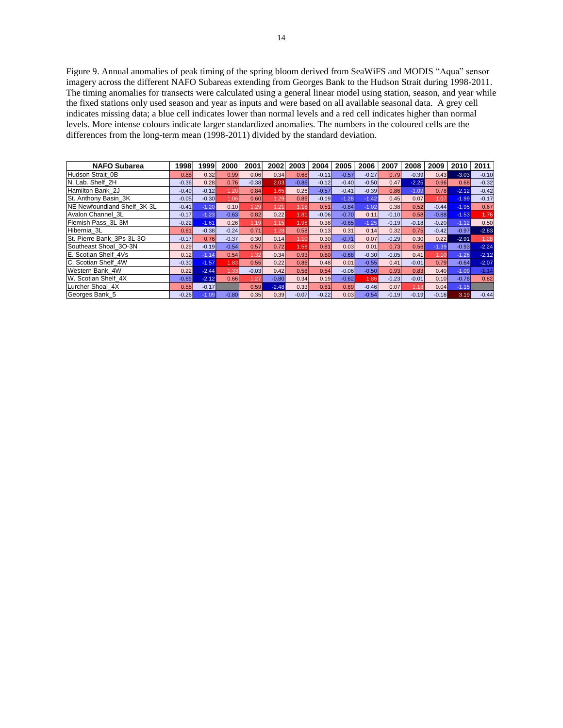Figure 9. Annual anomalies of peak timing of the spring bloom derived from SeaWiFS and MODIS "Aqua" sensor imagery across the different NAFO Subareas extending from Georges Bank to the Hudson Strait during 1998-2011. The timing anomalies for transects were calculated using a general linear model using station, season, and year while the fixed stations only used season and year as inputs and were based on all available seasonal data. A grey cell indicates missing data; a blue cell indicates lower than normal levels and a red cell indicates higher than normal levels. More intense colours indicate larger standardized anomalies. The numbers in the coloured cells are the differences from the long-term mean (1998-2011) divided by the standard deviation.

| NAFO Subarea | 1998 | 1999 | 2000 | 2001 | 2002 | 2003 | 2004 | 2005 | 2006 | 2007 | 2008 | 2009 | 2010 | 2011 |
|---|---|---|---|---|---|---|---|---|---|---|---|---|---|---|
| Hudson Strait_0B | 0.88 | 0.32 | 0.99 | 0.06 | 0.34 | 0.68 | -0.11 | -0.57 | -0.27 | 0.79 | -0.39 | 0.43 | -3.03 | -0.10 |
| N. Lab. Shelf_2H | -0.36 | 0.28 | 0.76 | -0.38 | 2.03 | -0.86 | -0.12 | -0.40 | -0.50 | 0.47 | -2.25 | 0.96 | 0.68 | -0.32 |
| Hamilton Bank_2J | -0.49 | -0.12 | 1.20 | 0.84 | 1.65 | 0.26 | -0.57 | -0.41 | -0.39 | 0.86 | -1.09 | 0.78 | -2.12 | -0.42 |
| St. Anthony Basin_3K | -0.05 | -0.30 | 1.06 | 0.60 | 1.29 | 0.86 | -0.19 | -1.28 | -1.42 | 0.45 | 0.07 | 1.07 | -1.99 | -0.17 |
| NE Newfoundland Shelf_3K-3L | -0.41 | -1.20 | 0.10 | 1.29 | 1.21 | 1.18 | 0.51 | -0.84 | -1.02 | 0.38 | 0.52 | -0.44 | -1.95 | 0.67 |
| Avalon Channel_3L | -0.17 | -1.23 | -0.63 | 0.82 | 0.22 | 1.81 | -0.06 | -0.70 | 0.11 | -0.10 | 0.58 | -0.88 | -1.53 | 1.76 |
| Flemish Pass_3L-3M | -0.22 | -1.61 | 0.26 | 1.19 | 1.15 | 1.95 | 0.38 | -0.65 | -1.25 | -0.19 | -0.18 | -0.20 | -1.12 | 0.50 |
| Hibernia_3L | 0.61 | -0.38 | -0.24 | 0.71 | 1.28 | 0.58 | 0.13 | 0.31 | 0.14 | 0.32 | 0.75 | -0.42 | -0.97 | -2.83 |
| St. Pierre Bank_3Ps-3L-3O | -0.17 | 0.76 | -0.37 | 0.30 | 0.14 | 1.10 | 0.30 | -0.71 | 0.07 | -0.29 | 0.30 | 0.22 | -2.91 | 1.28 |
| Southeast Shoal_3O-3N | 0.29 | -0.19 | -0.54 | 0.57 | 0.72 | 1.56 | 0.81 | 0.03 | 0.01 | 0.73 | 0.56 | -1.39 | -0.93 | -2.24 |
| E. Scotian Shelf_4Vs | 0.12 | -1.14 | 0.54 | 1.32 | 0.34 | 0.93 | 0.80 | -0.68 | -0.30 | -0.05 | 0.41 | 1.10 | -1.26 | -2.12 |
| C. Scotian Shelf_4W | -0.30 | -1.57 | 1.83 | 0.55 | 0.22 | 0.86 | 0.48 | 0.01 | -0.55 | 0.41 | -0.01 | 0.79 | -0.64 | -2.07 |
| Western Bank_4W | 0.22 | -2.44 | 1.33 | -0.03 | 0.42 | 0.58 | 0.54 | -0.06 | -0.50 | 0.93 | 0.83 | 0.40 | -1.09 | -1.14 |
| W. Scotian Shelf_4X | -0.69 | -2.12 | 0.66 | 1.27 | -0.80 | 0.34 | 0.19 | -0.62 | 1.86 | -0.23 | -0.01 | 0.10 | -0.78 | 0.82 |
| Lurcher Shoal_4X | 0.55 | -0.17 | | 0.59 | -2.48 | 0.33 | 0.81 | 0.69 | -0.46 | 0.07 | 1.18 | 0.04 | -1.15 | |
| Georges Bank_5 | -0.26 | -1.09 | -0.80 | 0.35 | 0.39 | -0.07 | -0.22 | 0.03 | -0.54 | -0.19 | -0.19 | -0.16 | 3.19 | -0.44 |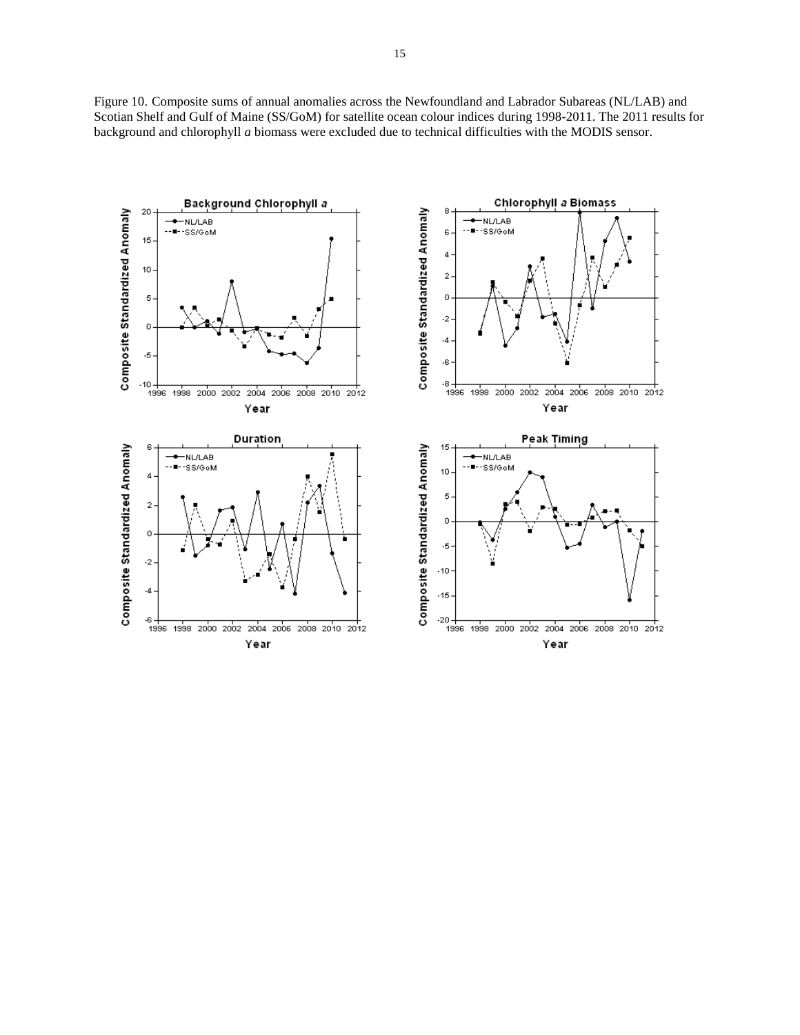Figure 10. Composite sums of annual anomalies across the Newfoundland and Labrador Subareas (NL/LAB) and Scotian Shelf and Gulf of Maine (SS/GoM) for satellite ocean colour indices during 1998-2011. The 2011 results for background and chlorophyll *a* biomass were excluded due to technical difficulties with the MODIS sensor.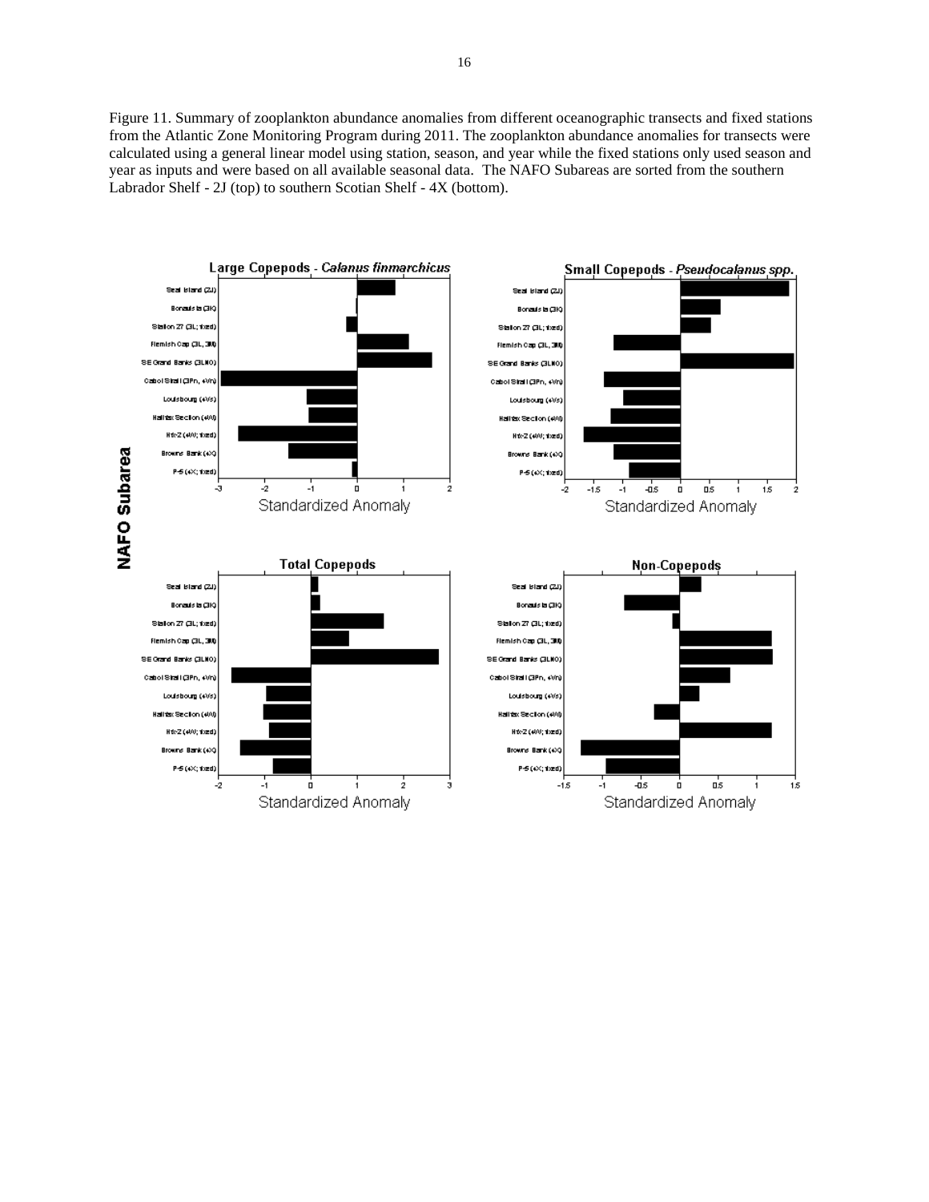Figure 11. Summary of zooplankton abundance anomalies from different oceanographic transects and fixed stations from the Atlantic Zone Monitoring Program during 2011. The zooplankton abundance anomalies for transects were calculated using a general linear model using station, season, and year while the fixed stations only used season and year as inputs and were based on all available seasonal data. The NAFO Subareas are sorted from the southern Labrador Shelf - 2J (top) to southern Scotian Shelf - 4X (bottom).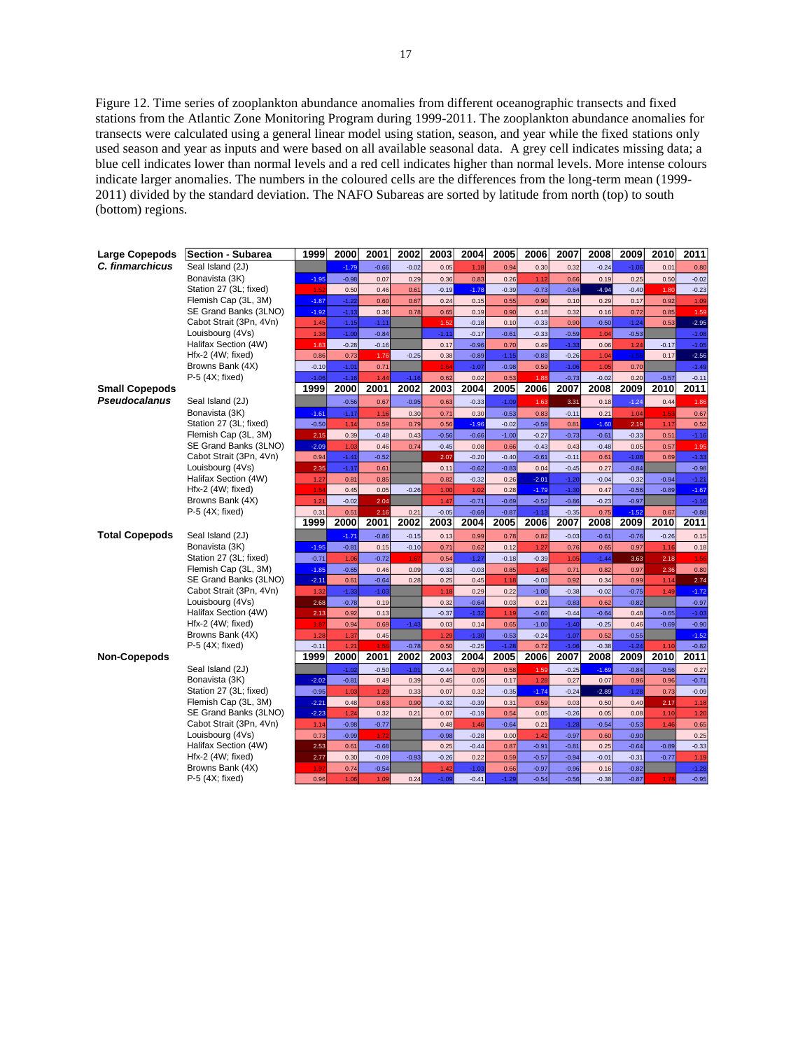Figure 12. Time series of zooplankton abundance anomalies from different oceanographic transects and fixed stations from the Atlantic Zone Monitoring Program during 1999-2011. The zooplankton abundance anomalies for transects were calculated using a general linear model using station, season, and year while the fixed stations only used season and year as inputs and were based on all available seasonal data. A grey cell indicates missing data; a blue cell indicates lower than normal levels and a red cell indicates higher than normal levels. More intense colours indicate larger anomalies. The numbers in the coloured cells are the differences from the long-term mean (1999-2011) divided by the standard deviation. The NAFO Subareas are sorted by latitude from north (top) to south (bottom) regions.

| Large Copepods *C. finmarchicus* | Section - Subarea | 1999 | 2000 | 2001 | 2002 | 2003 | 2004 | 2005 | 2006 | 2007 | 2008 | 2009 | 2010 | 2011 |
|---|---|---|---|---|---|---|---|---|---|---|---|---|---|---|
| | Seal Island (2J) | | -1.79 | -0.66 | -0.02 | 0.05 | 1.18 | 0.94 | 0.30 | 0.32 | -0.24 | -1.06 | 0.01 | 0.80 |
| | Bonavista (3K) | -1.95 | -0.98 | 0.07 | 0.29 | 0.36 | 0.83 | 0.26 | 1.12 | 0.66 | 0.19 | 0.25 | 0.50 | -0.02 |
| | Station 27 (3L; fixed) | 1.52 | 0.50 | 0.46 | 0.61 | -0.19 | -1.78 | -0.39 | -0.73 | -0.64 | -4.94 | -0.40 | 1.80 | -0.23 |
| | Flemish Cap (3L, 3M) | -1.87 | -1.22 | 0.60 | 0.67 | 0.24 | 0.15 | 0.55 | 0.90 | 0.10 | 0.29 | 0.17 | 0.92 | 1.09 |
| | SE Grand Banks (3LNO) | -1.92 | -1.13 | 0.36 | 0.78 | 0.65 | 0.19 | 0.90 | 0.18 | 0.32 | 0.16 | 0.72 | 0.85 | 1.59 |
| | Cabot Strait (3Pn, 4Vn) | 1.45 | -1.15 | -1.11 | | 1.52 | -0.18 | 0.10 | -0.33 | 0.90 | -0.50 | -1.24 | 0.53 | -2.95 |
| | Louisbourg (4Vs) | 1.38 | -1.00 | -0.84 | | -1.11 | -0.17 | -0.61 | -0.33 | -0.59 | 1.04 | -0.53 | | -1.08 |
| | Halifax Section (4W) | 1.83 | -0.28 | -0.16 | | 0.17 | -0.96 | 0.70 | 0.49 | -1.33 | 0.06 | 1.24 | -0.17 | -1.05 |
| | Hfx-2 (4W; fixed) | 0.86 | 0.73 | | -0.25 | 0.38 | -0.89 | -1.15 | -0.83 | -0.26 | 1.04 | -1.24 | 0.17 | -2.56 |
| | Browns Bank (4X) | -0.10 | -1.01 | 0.71 | | 1.64 | -1.07 | -0.98 | 0.59 | -1.06 | 1.05 | 0.70 | | -1.49 |
| | P-5 (4X; fixed) | -1.06 | -1.16 | 1.44 | -1.16 | 0.62 | 0.02 | 0.53 | 1.88 | -0.73 | -0.02 | 0.20 | -0.57 | -0.11 |
| **Small Copepods *Pseudocalanus*** | | 1999 | 2000 | 2001 | 2002 | 2003 | 2004 | 2005 | 2006 | 2007 | 2008 | 2009 | 2010 | 2011 |
| | Seal Island (2J) | | -0.56 | 0.67 | -0.95 | 0.63 | -0.33 | -1.09 | 1.63 | 3.31 | 0.18 | -1.24 | 0.44 | 1.86 |
| | Bonavista (3K) | -1.61 | -1.17 | 1.16 | 0.30 | 0.71 | 0.30 | -0.53 | 0.83 | -0.11 | 0.21 | 1.04 | 1.53 | 0.67 |
| | Station 27 (3L; fixed) | -0.50 | 1.14 | 0.59 | 0.79 | 0.56 | -1.96 | -0.02 | -0.59 | 0.81 | -1.60 | 2.19 | 1.17 | 0.52 |
| | Flemish Cap (3L, 3M) | 2.15 | 0.39 | -0.48 | 0.43 | -0.56 | -0.66 | -1.00 | -0.27 | -0.73 | -0.61 | -0.33 | 0.51 | -1.16 |
| | SE Grand Banks (3LNO) | -2.09 | 1.03 | 0.46 | 0.74 | -0.45 | 0.08 | 0.66 | -0.43 | 0.43 | -0.48 | 0.05 | 0.57 | 1.95 |
| | Cabot Strait (3Pn, 4Vn) | 0.94 | -1.41 | -0.52 | | 2.07 | -0.20 | -0.40 | -0.61 | -0.11 | 0.61 | -1.08 | 0.69 | -1.33 |
| | Louisbourg (4Vs) | 2.35 | -1.17 | 0.61 | | 0.11 | -0.62 | -0.83 | 0.04 | -0.45 | 0.27 | -0.84 | | -0.98 |
| | Halifax Section (4W) | 1.27 | 0.81 | 0.85 | | 0.82 | -0.32 | 0.26 | -2.01 | -1.20 | -0.04 | -0.32 | -0.94 | -1.21 |
| | Hfx-2 (4W; fixed) | 1.54 | 0.45 | 0.05 | -0.26 | 1.00 | 1.02 | 0.28 | -1.79 | -1.30 | 0.47 | -0.56 | -0.89 | -1.67 |
| | Browns Bank (4X) | 1.21 | -0.02 | 2.04 | | 1.47 | -0.71 | -0.69 | -0.52 | -0.86 | -0.23 | -0.97 | | -1.16 |
| | P-5 (4X; fixed) | 0.31 | 0.51 | 2.16 | 0.21 | -0.05 | -0.69 | -0.87 | -1.13 | -0.35 | 0.75 | -1.52 | 0.67 | -0.88 |
| **Total Copepods** | | 1999 | 2000 | 2001 | 2002 | 2003 | 2004 | 2005 | 2006 | 2007 | 2008 | 2009 | 2010 | 2011 |
| | Seal Island (2J) | | -1.71 | -0.86 | -0.15 | 0.13 | 0.99 | 0.78 | 0.82 | -0.03 | -0.61 | -0.76 | -0.26 | 0.15 |
| | Bonavista (3K) | -1.95 | -0.81 | 0.15 | -0.10 | 0.71 | 0.62 | 0.12 | 1.27 | 0.76 | 0.65 | 0.97 | 1.16 | 0.18 |
| | Station 27 (3L; fixed) | -0.71 | 1.06 | -0.72 | 1.67 | 0.54 | -1.27 | -0.18 | -0.39 | 1.05 | -1.44 | 3.63 | 2.18 | 1.59 |
| | Flemish Cap (3L, 3M) | -1.85 | -0.65 | 0.46 | 0.09 | -0.33 | -0.03 | 0.85 | 1.45 | 0.71 | 0.82 | 0.97 | 2.36 | 0.80 |
| | SE Grand Banks (3LNO) | -2.11 | 0.61 | -0.64 | 0.28 | 0.25 | 0.45 | 1.18 | -0.03 | 0.92 | 0.34 | 0.99 | 1.14 | 2.74 |
| | Cabot Strait (3Pn, 4Vn) | 1.32 | -1.33 | -1.03 | | 1.18 | 0.29 | 0.22 | -1.00 | -0.38 | -0.02 | -0.75 | 1.49 | -1.72 |
| | Louisbourg (4Vs) | 2.68 | -0.78 | 0.19 | | 0.32 | -0.64 | 0.03 | 0.21 | -0.83 | 0.62 | -0.82 | | -0.97 |
| | Halifax Section (4W) | 2.13 | 0.92 | 0.13 | | -0.37 | -1.32 | 1.19 | -0.60 | -0.44 | -0.64 | 0.48 | -0.65 | -1.03 |
| | Hfx-2 (4W; fixed) | 1.87 | 0.94 | 0.69 | -1.43 | 0.03 | 0.14 | 0.65 | -1.00 | -1.40 | -0.25 | 0.46 | -0.69 | -0.90 |
| | Browns Bank (4X) | 1.28 | 1.37 | 0.45 | | 1.29 | -1.30 | -0.53 | -0.24 | -1.07 | 0.52 | -0.55 | | -1.52 |
| | P-5 (4X; fixed) | -0.11 | 1.21 | 1.58 | -0.78 | 0.50 | -0.25 | -1.28 | 0.72 | -1.06 | -0.38 | -1.24 | 1.10 | -0.82 |
| **Non-Copepods** | | 1999 | 2000 | 2001 | 2002 | 2003 | 2004 | 2005 | 2006 | 2007 | 2008 | 2009 | 2010 | 2011 |
| | Seal Island (2J) | | -1.02 | -0.50 | -1.01 | -0.44 | 0.79 | 0.58 | 1.59 | -0.25 | -1.69 | -0.84 | -0.56 | 0.27 |
| | Bonavista (3K) | -2.02 | -0.81 | 0.49 | 0.39 | 0.45 | 0.05 | 0.17 | 1.28 | 0.27 | 0.07 | 0.96 | 0.96 | -0.71 |
| | Station 27 (3L; fixed) | -0.95 | 1.03 | 1.29 | 0.33 | 0.07 | 0.32 | -0.35 | -1.74 | -0.24 | -2.89 | -1.28 | 0.73 | -0.09 |
| | Flemish Cap (3L, 3M) | -2.21 | 0.48 | 0.63 | 0.90 | -0.32 | -0.39 | 0.31 | 0.59 | 0.03 | 0.50 | 0.40 | 2.17 | 1.18 |
| | SE Grand Banks (3LNO) | -2.23 | 1.24 | 0.32 | 0.21 | 0.07 | -0.19 | 0.54 | 0.05 | -0.26 | 0.05 | 0.08 | 1.10 | 1.20 |
| | Cabot Strait (3Pn, 4Vn) | 1.14 | -0.98 | -0.77 | | 0.48 | 1.46 | -0.64 | 0.21 | -1.28 | -0.54 | -0.53 | 1.46 | 0.65 |
| | Louisbourg (4Vs) | 0.73 | -0.99 | 1.72 | | -0.98 | -0.28 | 0.00 | 1.42 | -0.97 | 0.60 | -0.90 | | 0.25 |
| | Halifax Section (4W) | 2.53 | 0.61 | -0.68 | | 0.25 | -0.44 | 0.87 | -0.91 | -0.81 | 0.25 | -0.64 | -0.89 | -0.33 |
| | Hfx-2 (4W; fixed) | 2.77 | 0.30 | -0.09 | -0.93 | -0.26 | 0.22 | 0.59 | -0.57 | -0.94 | -0.01 | -0.31 | -0.77 | 1.19 |
| | Browns Bank (4X) | 1.97 | 0.74 | -0.54 | | 1.42 | -1.03 | 0.66 | -0.97 | -0.96 | 0.16 | -0.82 | | -1.28 |
| | P-5 (4X; fixed) | 0.96 | 1.06 | 1.09 | 0.24 | -1.09 | -0.41 | -1.29 | -0.54 | -0.56 | -0.38 | -0.87 | 1.79 | -0.95 |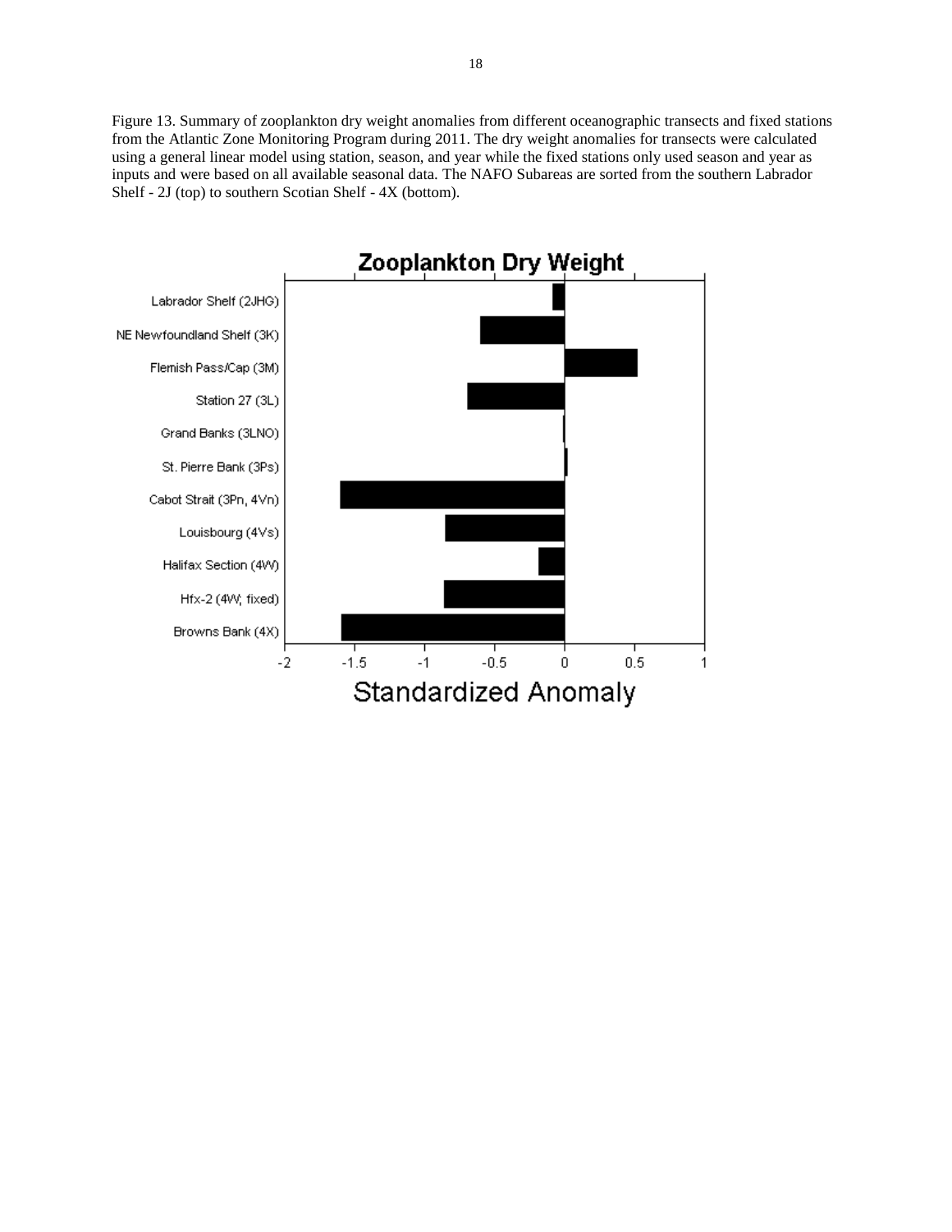Figure 13. Summary of zooplankton dry weight anomalies from different oceanographic transects and fixed stations from the Atlantic Zone Monitoring Program during 2011. The dry weight anomalies for transects were calculated using a general linear model using station, season, and year while the fixed stations only used season and year as inputs and were based on all available seasonal data. The NAFO Subareas are sorted from the southern Labrador Shelf - 2J (top) to southern Scotian Shelf - 4X (bottom).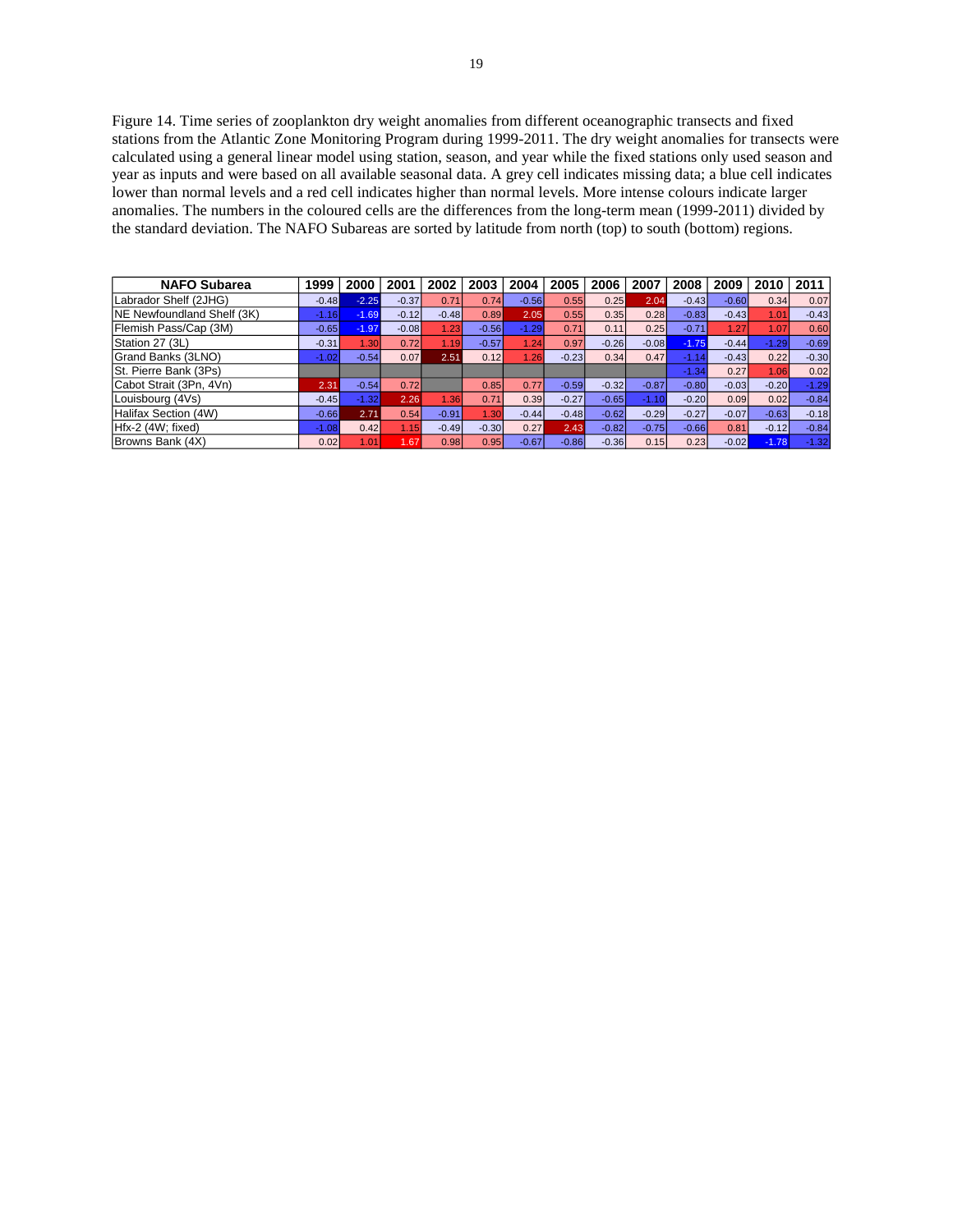Figure 14. Time series of zooplankton dry weight anomalies from different oceanographic transects and fixed stations from the Atlantic Zone Monitoring Program during 1999-2011. The dry weight anomalies for transects were calculated using a general linear model using station, season, and year while the fixed stations only used season and year as inputs and were based on all available seasonal data. A grey cell indicates missing data; a blue cell indicates lower than normal levels and a red cell indicates higher than normal levels. More intense colours indicate larger anomalies. The numbers in the coloured cells are the differences from the long-term mean (1999-2011) divided by the standard deviation. The NAFO Subareas are sorted by latitude from north (top) to south (bottom) regions.

| NAFO Subarea | 1999 | 2000 | 2001 | 2002 | 2003 | 2004 | 2005 | 2006 | 2007 | 2008 | 2009 | 2010 | 2011 |
|---|---|---|---|---|---|---|---|---|---|---|---|---|---|
| Labrador Shelf (2JHG) | -0.48 | -2.25 | -0.37 | 0.71 | 0.74 | -0.56 | 0.55 | 0.25 | 2.04 | -0.43 | -0.60 | 0.34 | 0.07 |
| NE Newfoundland Shelf (3K) | -1.16 | -1.69 | -0.12 | -0.48 | 0.89 | 2.05 | 0.55 | 0.35 | 0.28 | -0.83 | -0.43 | 1.01 | -0.43 |
| Flemish Pass/Cap (3M) | -0.65 | -1.97 | -0.08 | 1.23 | -0.56 | -1.29 | 0.71 | 0.11 | 0.25 | -0.71 | 1.27 | 1.07 | 0.60 |
| Station 27 (3L) | -0.31 | 1.30 | 0.72 | 1.19 | -0.57 | 1.24 | 0.97 | -0.26 | -0.08 | -1.75 | -0.44 | -1.29 | -0.69 |
| Grand Banks (3LNO) | -1.02 | -0.54 | 0.07 | 2.51 | 0.12 | 1.26 | -0.23 | 0.34 | 0.47 | -1.14 | -0.43 | 0.22 | -0.30 |
| St. Pierre Bank (3Ps) | | | | | | | | | | -1.34 | 0.27 | 1.06 | 0.02 |
| Cabot Strait (3Pn, 4Vn) | 2.31 | -0.54 | 0.72 | | 0.85 | 0.77 | -0.59 | -0.32 | -0.87 | -0.80 | -0.03 | -0.20 | -1.29 |
| Louisbourg (4Vs) | -0.45 | -1.32 | 2.26 | 1.36 | 0.71 | 0.39 | -0.27 | -0.65 | -1.10 | -0.20 | 0.09 | 0.02 | -0.84 |
| Halifax Section (4W) | -0.66 | 2.71 | 0.54 | -0.91 | 1.30 | -0.44 | -0.48 | -0.62 | -0.29 | -0.27 | -0.07 | -0.63 | -0.18 |
| Hfx-2 (4W; fixed) | -1.08 | 0.42 | 1.15 | -0.49 | -0.30 | 0.27 | 2.43 | -0.82 | -0.75 | -0.66 | 0.81 | -0.12 | -0.84 |
| Browns Bank (4X) | 0.02 | 1.01 | 1.67 | 0.98 | 0.95 | -0.67 | -0.86 | -0.36 | 0.15 | 0.23 | -0.02 | -1.78 | -1.32 |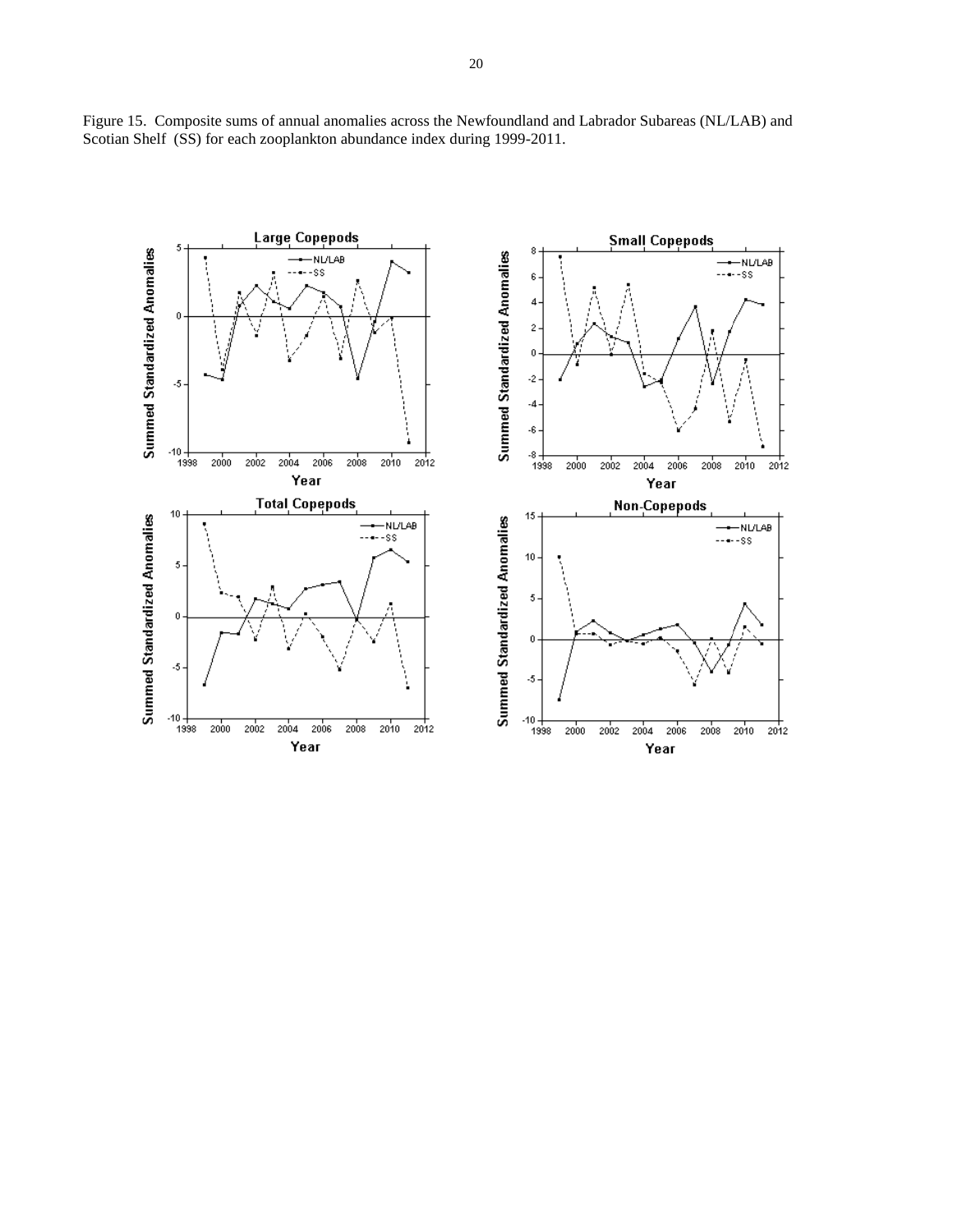Figure 15. Composite sums of annual anomalies across the Newfoundland and Labrador Subareas (NL/LAB) and Scotian Shelf (SS) for each zooplankton abundance index during 1999-2011.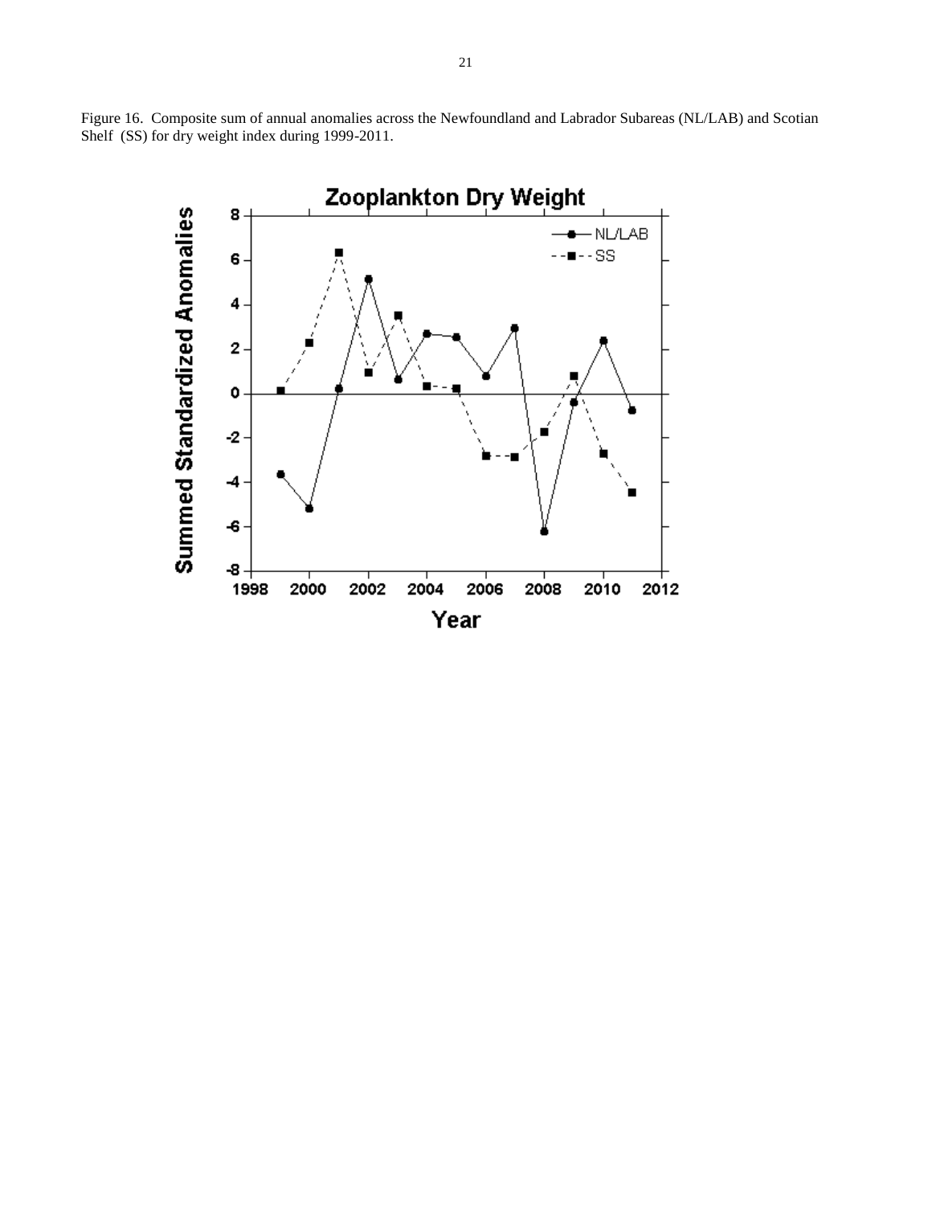Figure 16. Composite sum of annual anomalies across the Newfoundland and Labrador Subareas (NL/LAB) and Scotian Shelf (SS) for dry weight index during 1999-2011.

Zooplankton Dry Weight

Summed Standardized Anomalies

8
6
4
2
0
-2
-4
-6
-8

1998 2000 2002 2004 2006 2008 2010 2012

Year

NL/LAB
SS